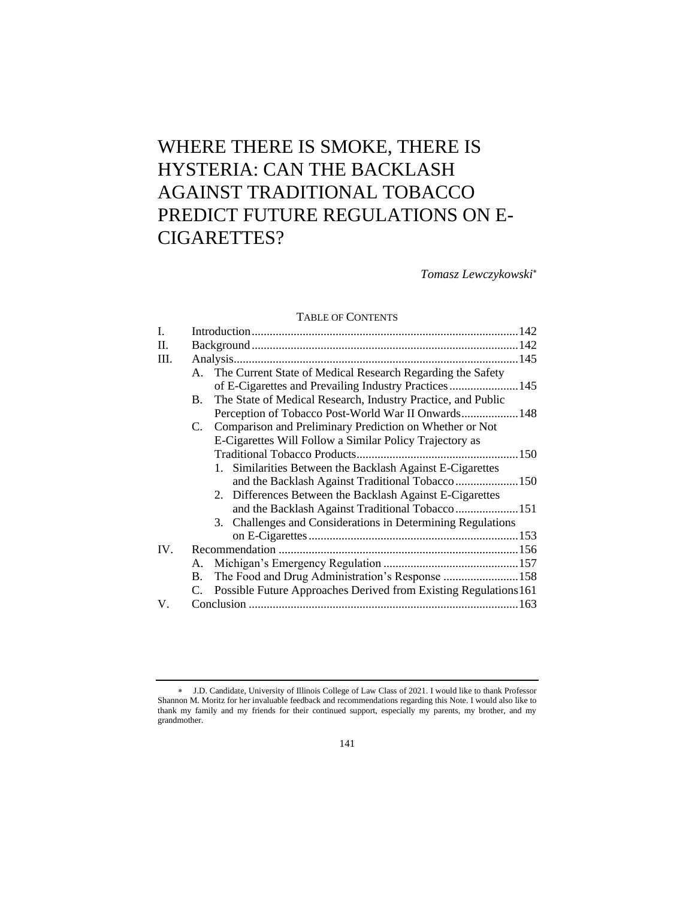# WHERE THERE IS SMOKE, THERE IS HYSTERIA: CAN THE BACKLASH AGAINST TRADITIONAL TOBACCO PREDICT FUTURE REGULATIONS ON E-CIGARETTES?

*Tomasz Lewczykowski*[*]

TABLE OF CONTENTS

I. Introduction ........ 142
II. Background ........ 142
III. Analysis ........ 145
  A. The Current State of Medical Research Regarding the Safety of E-Cigarettes and Prevailing Industry Practices ........ 145
  B. The State of Medical Research, Industry Practice, and Public Perception of Tobacco Post-World War II Onwards ........ 148
  C. Comparison and Preliminary Prediction on Whether or Not E-Cigarettes Will Follow a Similar Policy Trajectory as Traditional Tobacco Products ........ 150
    1. Similarities Between the Backlash Against E-Cigarettes and the Backlash Against Traditional Tobacco ........ 150
    2. Differences Between the Backlash Against E-Cigarettes and the Backlash Against Traditional Tobacco ........ 151
    3. Challenges and Considerations in Determining Regulations on E-Cigarettes ........ 153
IV. Recommendation ........ 156
  A. Michigan's Emergency Regulation ........ 157
  B. The Food and Drug Administration's Response ........ 158
  C. Possible Future Approaches Derived from Existing Regulations ........ 161
V. Conclusion ........ 163

---

[*] J.D. Candidate, University of Illinois College of Law Class of 2021. I would like to thank Professor Shannon M. Moritz for her invaluable feedback and recommendations regarding this Note. I would also like to thank my family and my friends for their continued support, especially my parents, my brother, and my grandmother.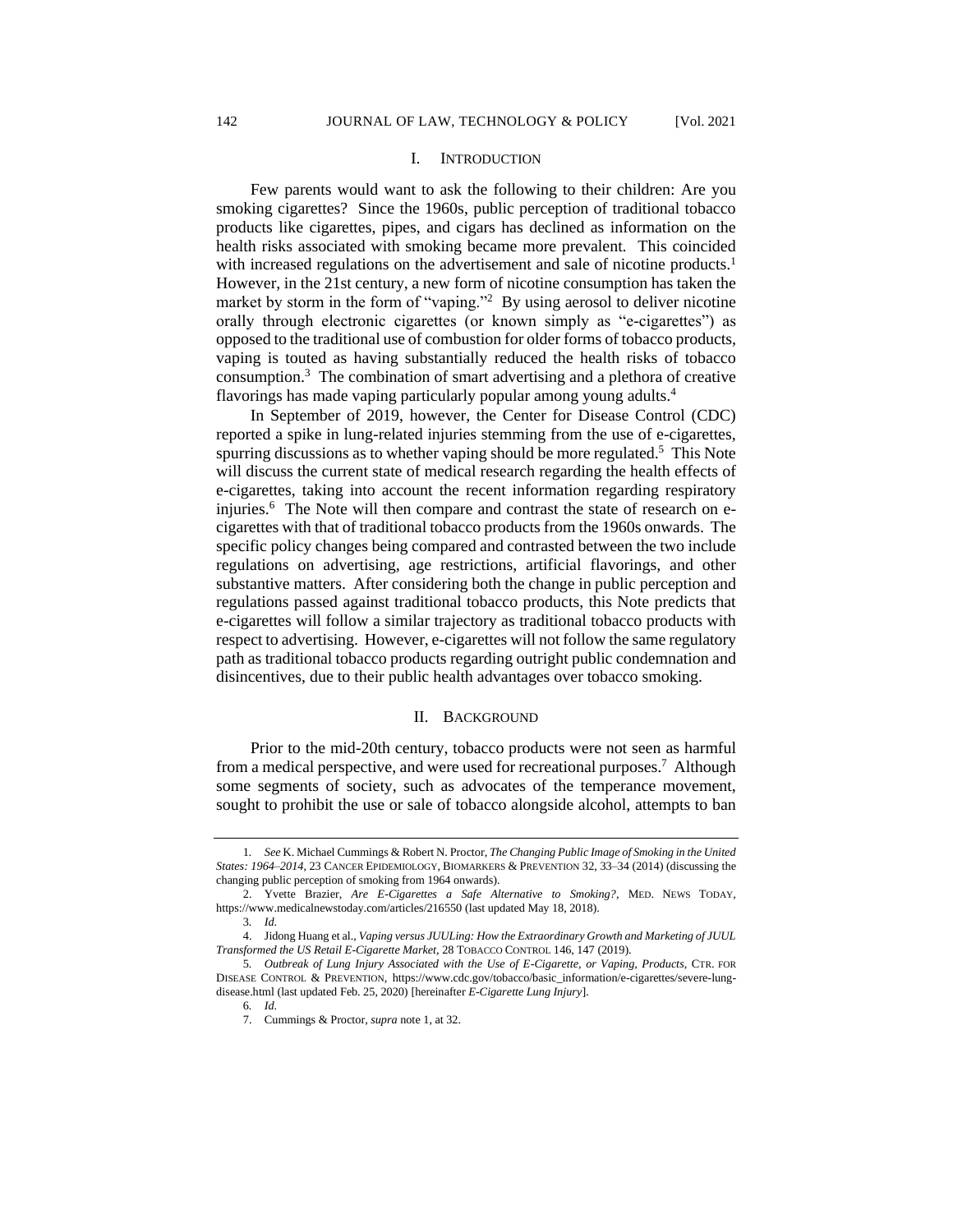## I. INTRODUCTION

Few parents would want to ask the following to their children: Are you smoking cigarettes? Since the 1960s, public perception of traditional tobacco products like cigarettes, pipes, and cigars has declined as information on the health risks associated with smoking became more prevalent. This coincided with increased regulations on the advertisement and sale of nicotine products.[1] However, in the 21st century, a new form of nicotine consumption has taken the market by storm in the form of "vaping."[2] By using aerosol to deliver nicotine orally through electronic cigarettes (or known simply as "e-cigarettes") as opposed to the traditional use of combustion for older forms of tobacco products, vaping is touted as having substantially reduced the health risks of tobacco consumption.[3] The combination of smart advertising and a plethora of creative flavorings has made vaping particularly popular among young adults.[4]

In September of 2019, however, the Center for Disease Control (CDC) reported a spike in lung-related injuries stemming from the use of e-cigarettes, spurring discussions as to whether vaping should be more regulated.[5] This Note will discuss the current state of medical research regarding the health effects of e-cigarettes, taking into account the recent information regarding respiratory injuries.[6] The Note will then compare and contrast the state of research on e-cigarettes with that of traditional tobacco products from the 1960s onwards. The specific policy changes being compared and contrasted between the two include regulations on advertising, age restrictions, artificial flavorings, and other substantive matters. After considering both the change in public perception and regulations passed against traditional tobacco products, this Note predicts that e-cigarettes will follow a similar trajectory as traditional tobacco products with respect to advertising. However, e-cigarettes will not follow the same regulatory path as traditional tobacco products regarding outright public condemnation and disincentives, due to their public health advantages over tobacco smoking.

## II. BACKGROUND

Prior to the mid-20th century, tobacco products were not seen as harmful from a medical perspective, and were used for recreational purposes.[7] Although some segments of society, such as advocates of the temperance movement, sought to prohibit the use or sale of tobacco alongside alcohol, attempts to ban

---

1. *See* K. Michael Cummings & Robert N. Proctor, *The Changing Public Image of Smoking in the United States: 1964–2014*, 23 CANCER EPIDEMIOLOGY, BIOMARKERS & PREVENTION 32, 33–34 (2014) (discussing the changing public perception of smoking from 1964 onwards).

2. Yvette Brazier, *Are E-Cigarettes a Safe Alternative to Smoking?*, MED. NEWS TODAY, https://www.medicalnewstoday.com/articles/216550 (last updated May 18, 2018).

3. *Id.*

4. Jidong Huang et al., *Vaping versus JUULing: How the Extraordinary Growth and Marketing of JUUL Transformed the US Retail E-Cigarette Market*, 28 TOBACCO CONTROL 146, 147 (2019).

5. *Outbreak of Lung Injury Associated with the Use of E-Cigarette, or Vaping, Products*, CTR. FOR DISEASE CONTROL & PREVENTION, https://www.cdc.gov/tobacco/basic_information/e-cigarettes/severe-lung-disease.html (last updated Feb. 25, 2020) [hereinafter *E-Cigarette Lung Injury*].

6. *Id.*

7. Cummings & Proctor, *supra* note 1, at 32.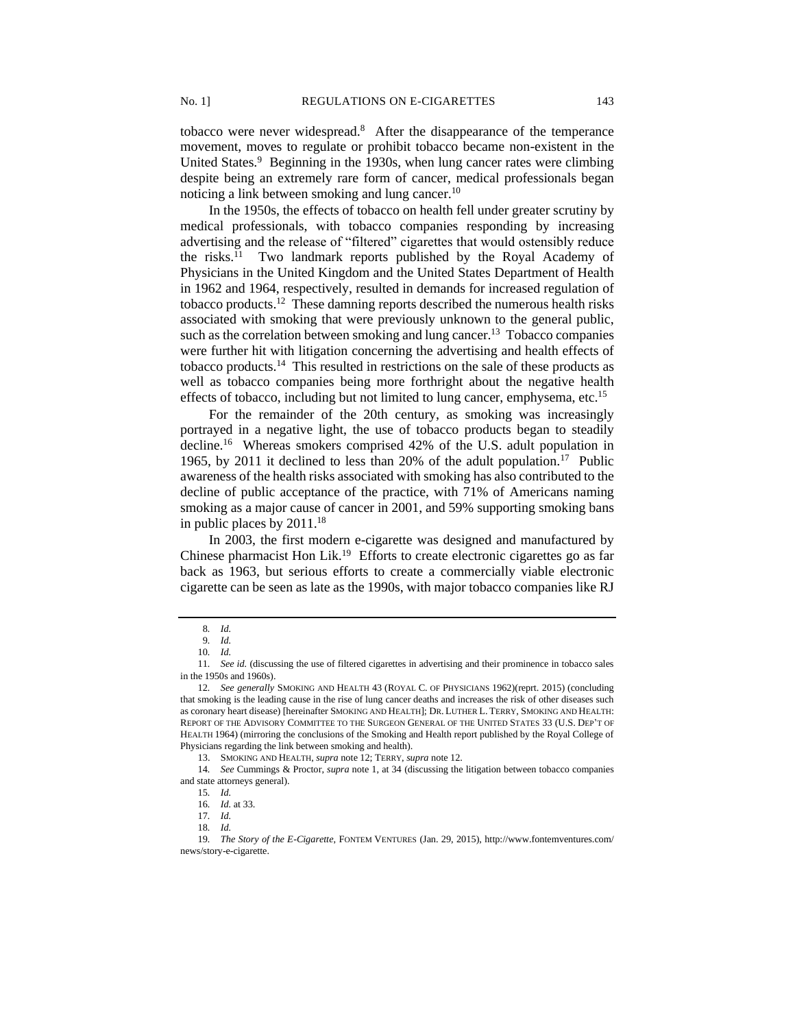tobacco were never widespread.[8] After the disappearance of the temperance movement, moves to regulate or prohibit tobacco became non-existent in the United States.[9] Beginning in the 1930s, when lung cancer rates were climbing despite being an extremely rare form of cancer, medical professionals began noticing a link between smoking and lung cancer.[10]

In the 1950s, the effects of tobacco on health fell under greater scrutiny by medical professionals, with tobacco companies responding by increasing advertising and the release of "filtered" cigarettes that would ostensibly reduce the risks.[11] Two landmark reports published by the Royal Academy of Physicians in the United Kingdom and the United States Department of Health in 1962 and 1964, respectively, resulted in demands for increased regulation of tobacco products.[12] These damning reports described the numerous health risks associated with smoking that were previously unknown to the general public, such as the correlation between smoking and lung cancer.[13] Tobacco companies were further hit with litigation concerning the advertising and health effects of tobacco products.[14] This resulted in restrictions on the sale of these products as well as tobacco companies being more forthright about the negative health effects of tobacco, including but not limited to lung cancer, emphysema, etc.[15]

For the remainder of the 20th century, as smoking was increasingly portrayed in a negative light, the use of tobacco products began to steadily decline.[16] Whereas smokers comprised 42% of the U.S. adult population in 1965, by 2011 it declined to less than 20% of the adult population.[17] Public awareness of the health risks associated with smoking has also contributed to the decline of public acceptance of the practice, with 71% of Americans naming smoking as a major cause of cancer in 2001, and 59% supporting smoking bans in public places by 2011.[18]

In 2003, the first modern e-cigarette was designed and manufactured by Chinese pharmacist Hon Lik.[19] Efforts to create electronic cigarettes go as far back as 1963, but serious efforts to create a commercially viable electronic cigarette can be seen as late as the 1990s, with major tobacco companies like RJ

---

8. *Id.*
9. *Id.*
10. *Id.*
11. *See id.* (discussing the use of filtered cigarettes in advertising and their prominence in tobacco sales in the 1950s and 1960s).
12. *See generally* SMOKING AND HEALTH 43 (ROYAL C. OF PHYSICIANS 1962)(reprt. 2015) (concluding that smoking is the leading cause in the rise of lung cancer deaths and increases the risk of other diseases such as coronary heart disease) [hereinafter SMOKING AND HEALTH]; DR. LUTHER L. TERRY, SMOKING AND HEALTH: REPORT OF THE ADVISORY COMMITTEE TO THE SURGEON GENERAL OF THE UNITED STATES 33 (U.S. DEP'T OF HEALTH 1964) (mirroring the conclusions of the Smoking and Health report published by the Royal College of Physicians regarding the link between smoking and health).
13. SMOKING AND HEALTH, *supra* note 12; TERRY, *supra* note 12.
14. *See* Cummings & Proctor, *supra* note 1, at 34 (discussing the litigation between tobacco companies and state attorneys general).
15. *Id.*
16. *Id.* at 33.
17. *Id.*
18. *Id.*
19. *The Story of the E-Cigarette*, FONTEM VENTURES (Jan. 29, 2015), http://www.fontemventures.com/news/story-e-cigarette.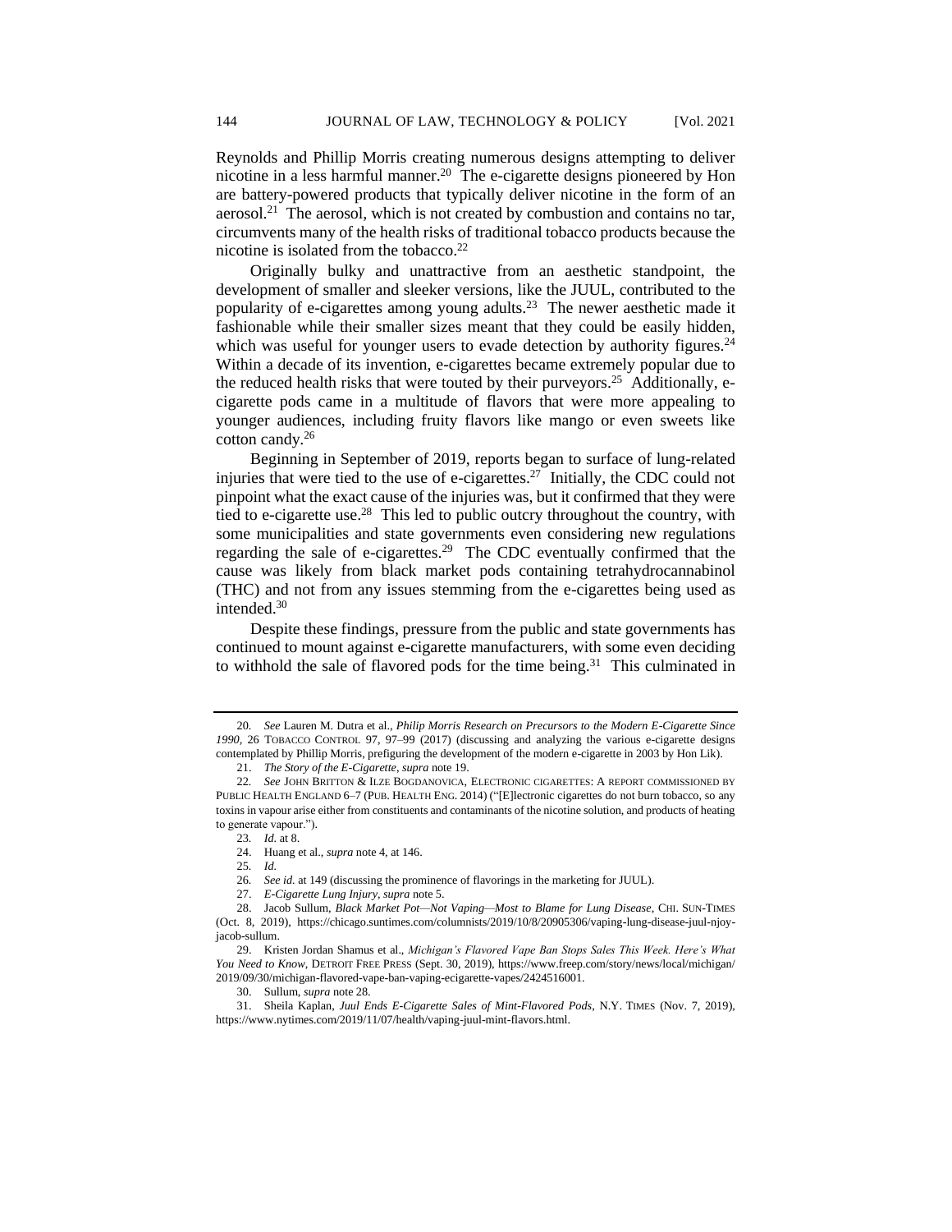Reynolds and Phillip Morris creating numerous designs attempting to deliver nicotine in a less harmful manner.[20] The e-cigarette designs pioneered by Hon are battery-powered products that typically deliver nicotine in the form of an aerosol.[21] The aerosol, which is not created by combustion and contains no tar, circumvents many of the health risks of traditional tobacco products because the nicotine is isolated from the tobacco.[22]

Originally bulky and unattractive from an aesthetic standpoint, the development of smaller and sleeker versions, like the JUUL, contributed to the popularity of e-cigarettes among young adults.[23] The newer aesthetic made it fashionable while their smaller sizes meant that they could be easily hidden, which was useful for younger users to evade detection by authority figures.[24] Within a decade of its invention, e-cigarettes became extremely popular due to the reduced health risks that were touted by their purveyors.[25] Additionally, e-cigarette pods came in a multitude of flavors that were more appealing to younger audiences, including fruity flavors like mango or even sweets like cotton candy.[26]

Beginning in September of 2019, reports began to surface of lung-related injuries that were tied to the use of e-cigarettes.[27] Initially, the CDC could not pinpoint what the exact cause of the injuries was, but it confirmed that they were tied to e-cigarette use.[28] This led to public outcry throughout the country, with some municipalities and state governments even considering new regulations regarding the sale of e-cigarettes.[29] The CDC eventually confirmed that the cause was likely from black market pods containing tetrahydrocannabinol (THC) and not from any issues stemming from the e-cigarettes being used as intended.[30]

Despite these findings, pressure from the public and state governments has continued to mount against e-cigarette manufacturers, with some even deciding to withhold the sale of flavored pods for the time being.[31] This culminated in

---

20. *See* Lauren M. Dutra et al., *Philip Morris Research on Precursors to the Modern E-Cigarette Since 1990*, 26 TOBACCO CONTROL 97, 97–99 (2017) (discussing and analyzing the various e-cigarette designs contemplated by Phillip Morris, prefiguring the development of the modern e-cigarette in 2003 by Hon Lik).

21. *The Story of the E-Cigarette*, *supra* note 19.

22. *See* JOHN BRITTON & ILZE BOGDANOVICA, ELECTRONIC CIGARETTES: A REPORT COMMISSIONED BY PUBLIC HEALTH ENGLAND 6–7 (PUB. HEALTH ENG. 2014) ("[E]lectronic cigarettes do not burn tobacco, so any toxins in vapour arise either from constituents and contaminants of the nicotine solution, and products of heating to generate vapour.").

23. *Id.* at 8.

24. Huang et al., *supra* note 4, at 146.

25. *Id.*

26. *See id.* at 149 (discussing the prominence of flavorings in the marketing for JUUL).

27. *E-Cigarette Lung Injury*, *supra* note 5.

28. Jacob Sullum, *Black Market Pot—Not Vaping—Most to Blame for Lung Disease*, CHI. SUN-TIMES (Oct. 8, 2019), https://chicago.suntimes.com/columnists/2019/10/8/20905306/vaping-lung-disease-juul-njoy-jacob-sullum.

29. Kristen Jordan Shamus et al., *Michigan's Flavored Vape Ban Stops Sales This Week. Here's What You Need to Know*, DETROIT FREE PRESS (Sept. 30, 2019), https://www.freep.com/story/news/local/michigan/2019/09/30/michigan-flavored-vape-ban-vaping-ecigarette-vapes/2424516001.

30. Sullum, *supra* note 28.

31. Sheila Kaplan, *Juul Ends E-Cigarette Sales of Mint-Flavored Pods*, N.Y. TIMES (Nov. 7, 2019), https://www.nytimes.com/2019/11/07/health/vaping-juul-mint-flavors.html.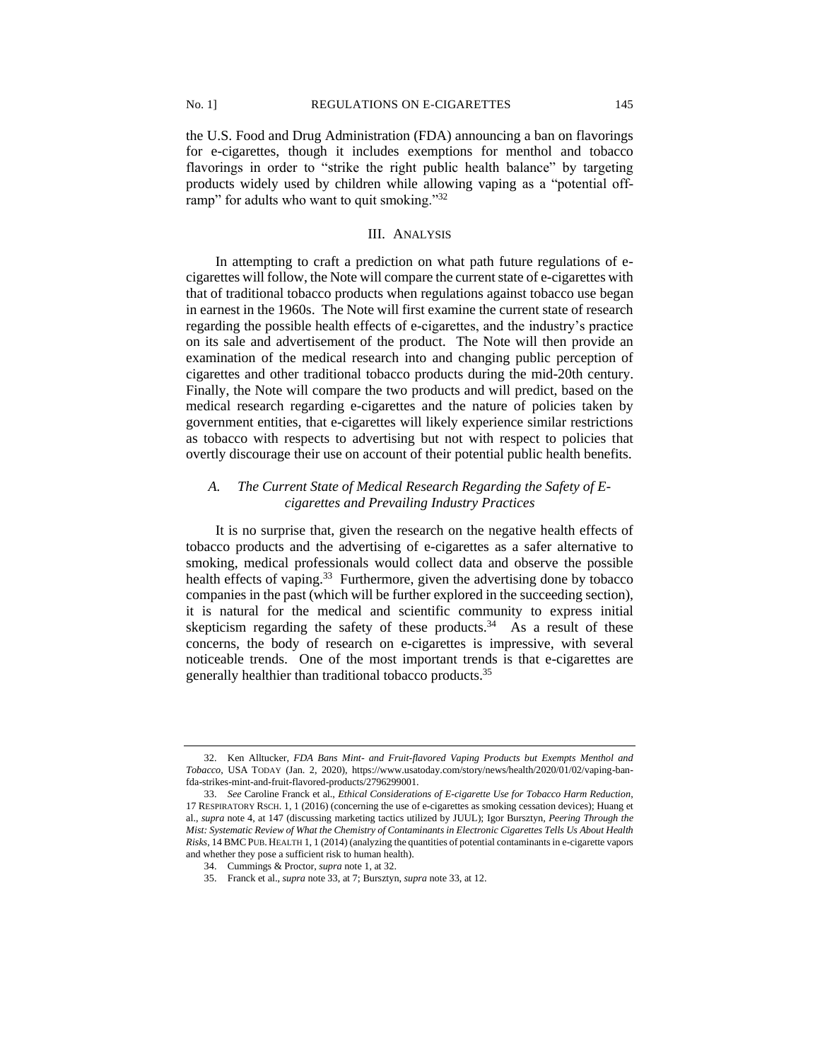the U.S. Food and Drug Administration (FDA) announcing a ban on flavorings for e-cigarettes, though it includes exemptions for menthol and tobacco flavorings in order to "strike the right public health balance" by targeting products widely used by children while allowing vaping as a "potential off-ramp" for adults who want to quit smoking."[32]

## III. Analysis

In attempting to craft a prediction on what path future regulations of e-cigarettes will follow, the Note will compare the current state of e-cigarettes with that of traditional tobacco products when regulations against tobacco use began in earnest in the 1960s. The Note will first examine the current state of research regarding the possible health effects of e-cigarettes, and the industry's practice on its sale and advertisement of the product. The Note will then provide an examination of the medical research into and changing public perception of cigarettes and other traditional tobacco products during the mid-20th century. Finally, the Note will compare the two products and will predict, based on the medical research regarding e-cigarettes and the nature of policies taken by government entities, that e-cigarettes will likely experience similar restrictions as tobacco with respects to advertising but not with respect to policies that overtly discourage their use on account of their potential public health benefits.

### *A. The Current State of Medical Research Regarding the Safety of E-cigarettes and Prevailing Industry Practices*

It is no surprise that, given the research on the negative health effects of tobacco products and the advertising of e-cigarettes as a safer alternative to smoking, medical professionals would collect data and observe the possible health effects of vaping.[33] Furthermore, given the advertising done by tobacco companies in the past (which will be further explored in the succeeding section), it is natural for the medical and scientific community to express initial skepticism regarding the safety of these products.[34] As a result of these concerns, the body of research on e-cigarettes is impressive, with several noticeable trends. One of the most important trends is that e-cigarettes are generally healthier than traditional tobacco products.[35]

---

32. Ken Alltucker, *FDA Bans Mint- and Fruit-flavored Vaping Products but Exempts Menthol and Tobacco*, USA TODAY (Jan. 2, 2020), https://www.usatoday.com/story/news/health/2020/01/02/vaping-ban-fda-strikes-mint-and-fruit-flavored-products/2796299001.

33. *See* Caroline Franck et al., *Ethical Considerations of E-cigarette Use for Tobacco Harm Reduction*, 17 RESPIRATORY RSCH. 1, 1 (2016) (concerning the use of e-cigarettes as smoking cessation devices); Huang et al., *supra* note 4, at 147 (discussing marketing tactics utilized by JUUL); Igor Burstyn, *Peering Through the Mist: Systematic Review of What the Chemistry of Contaminants in Electronic Cigarettes Tells Us About Health Risks*, 14 BMC PUB. HEALTH 1, 1 (2014) (analyzing the quantities of potential contaminants in e-cigarette vapors and whether they pose a sufficient risk to human health).

34. Cummings & Proctor, *supra* note 1, at 32.

35. Franck et al., *supra* note 33, at 7; Burstyn, *supra* note 33, at 12.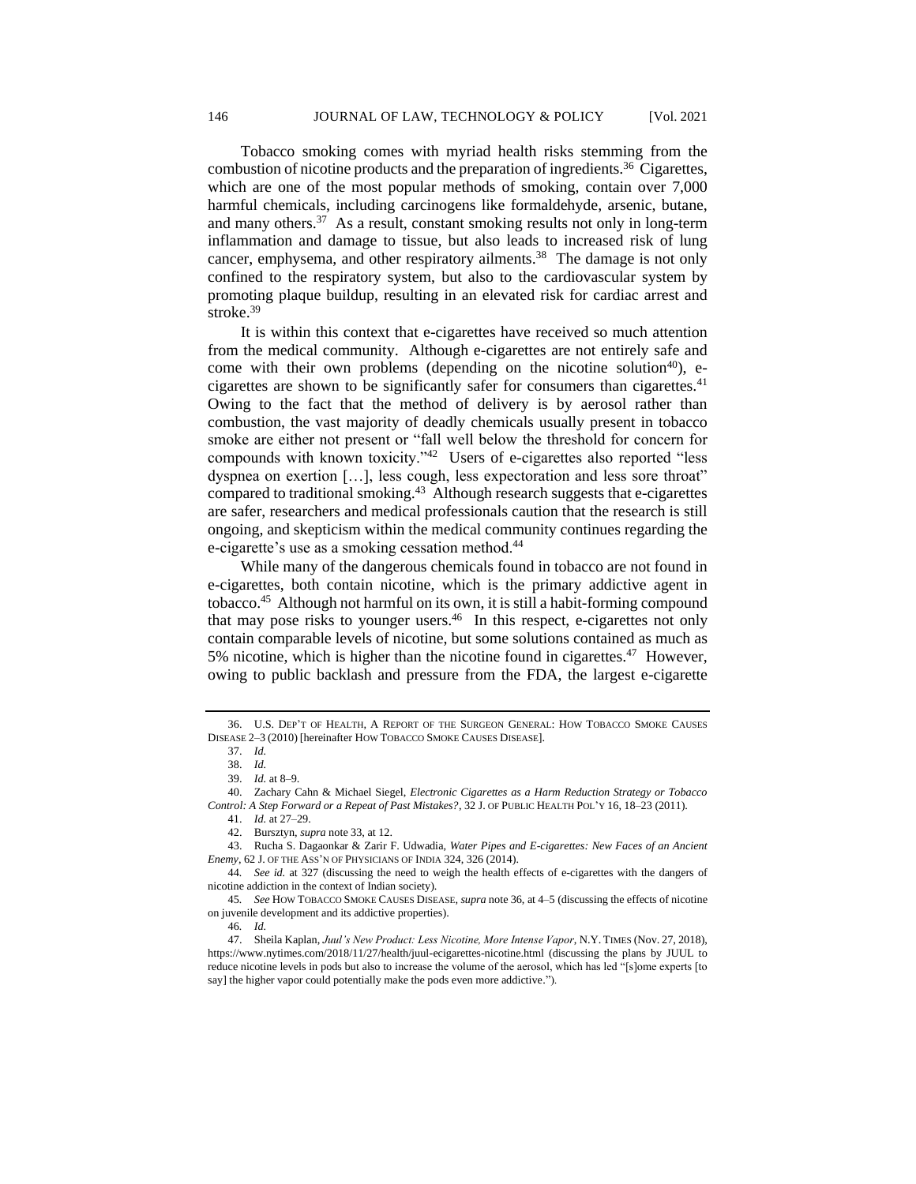Tobacco smoking comes with myriad health risks stemming from the combustion of nicotine products and the preparation of ingredients.[36] Cigarettes, which are one of the most popular methods of smoking, contain over 7,000 harmful chemicals, including carcinogens like formaldehyde, arsenic, butane, and many others.[37] As a result, constant smoking results not only in long-term inflammation and damage to tissue, but also leads to increased risk of lung cancer, emphysema, and other respiratory ailments.[38] The damage is not only confined to the respiratory system, but also to the cardiovascular system by promoting plaque buildup, resulting in an elevated risk for cardiac arrest and stroke.[39]

It is within this context that e-cigarettes have received so much attention from the medical community. Although e-cigarettes are not entirely safe and come with their own problems (depending on the nicotine solution[40]), e-cigarettes are shown to be significantly safer for consumers than cigarettes.[41] Owing to the fact that the method of delivery is by aerosol rather than combustion, the vast majority of deadly chemicals usually present in tobacco smoke are either not present or "fall well below the threshold for concern for compounds with known toxicity."[42] Users of e-cigarettes also reported "less dyspnea on exertion […], less cough, less expectoration and less sore throat" compared to traditional smoking.[43] Although research suggests that e-cigarettes are safer, researchers and medical professionals caution that the research is still ongoing, and skepticism within the medical community continues regarding the e-cigarette's use as a smoking cessation method.[44]

While many of the dangerous chemicals found in tobacco are not found in e-cigarettes, both contain nicotine, which is the primary addictive agent in tobacco.[45] Although not harmful on its own, it is still a habit-forming compound that may pose risks to younger users.[46] In this respect, e-cigarettes not only contain comparable levels of nicotine, but some solutions contained as much as 5% nicotine, which is higher than the nicotine found in cigarettes.[47] However, owing to public backlash and pressure from the FDA, the largest e-cigarette

---

36. U.S. DEP'T OF HEALTH, A REPORT OF THE SURGEON GENERAL: HOW TOBACCO SMOKE CAUSES DISEASE 2–3 (2010) [hereinafter HOW TOBACCO SMOKE CAUSES DISEASE].

37. *Id.*

38. *Id.*

39. *Id.* at 8–9.

40. Zachary Cahn & Michael Siegel, *Electronic Cigarettes as a Harm Reduction Strategy or Tobacco Control: A Step Forward or a Repeat of Past Mistakes?*, 32 J. OF PUBLIC HEALTH POL'Y 16, 18–23 (2011).

41. *Id.* at 27–29.

42. Bursztyn, *supra* note 33, at 12.

43. Rucha S. Dagaonkar & Zarir F. Udwadia, *Water Pipes and E-cigarettes: New Faces of an Ancient Enemy*, 62 J. OF THE ASS'N OF PHYSICIANS OF INDIA 324, 326 (2014).

44. *See id.* at 327 (discussing the need to weigh the health effects of e-cigarettes with the dangers of nicotine addiction in the context of Indian society).

45. *See* HOW TOBACCO SMOKE CAUSES DISEASE, *supra* note 36, at 4–5 (discussing the effects of nicotine on juvenile development and its addictive properties).

46. *Id.*

47. Sheila Kaplan, *Juul's New Product: Less Nicotine, More Intense Vapor*, N.Y. TIMES (Nov. 27, 2018), https://www.nytimes.com/2018/11/27/health/juul-ecigarettes-nicotine.html (discussing the plans by JUUL to reduce nicotine levels in pods but also to increase the volume of the aerosol, which has led "[s]ome experts [to say] the higher vapor could potentially make the pods even more addictive.").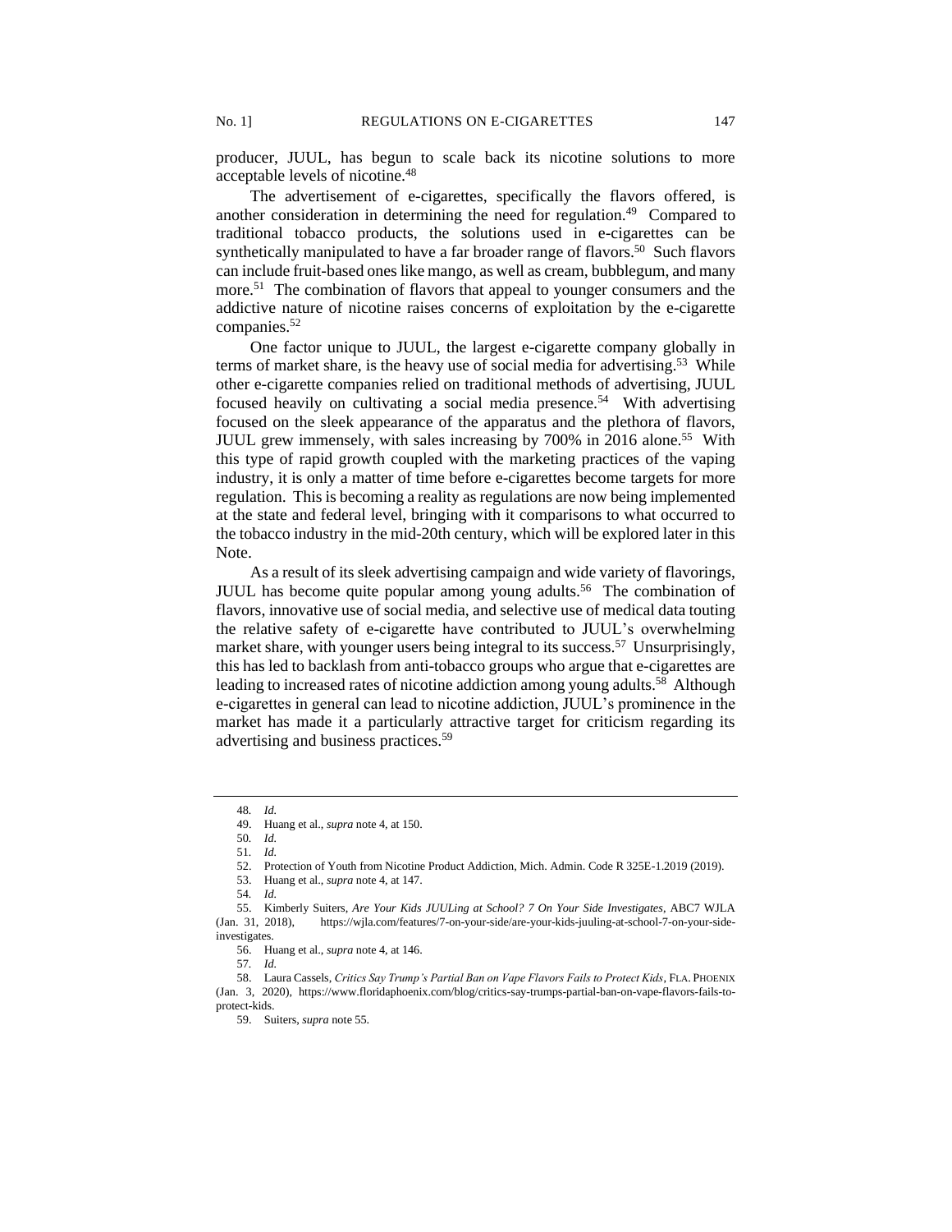producer, JUUL, has begun to scale back its nicotine solutions to more acceptable levels of nicotine.[48]

The advertisement of e-cigarettes, specifically the flavors offered, is another consideration in determining the need for regulation.[49] Compared to traditional tobacco products, the solutions used in e-cigarettes can be synthetically manipulated to have a far broader range of flavors.[50] Such flavors can include fruit-based ones like mango, as well as cream, bubblegum, and many more.[51] The combination of flavors that appeal to younger consumers and the addictive nature of nicotine raises concerns of exploitation by the e-cigarette companies.[52]

One factor unique to JUUL, the largest e-cigarette company globally in terms of market share, is the heavy use of social media for advertising.[53] While other e-cigarette companies relied on traditional methods of advertising, JUUL focused heavily on cultivating a social media presence.[54] With advertising focused on the sleek appearance of the apparatus and the plethora of flavors, JUUL grew immensely, with sales increasing by 700% in 2016 alone.[55] With this type of rapid growth coupled with the marketing practices of the vaping industry, it is only a matter of time before e-cigarettes become targets for more regulation. This is becoming a reality as regulations are now being implemented at the state and federal level, bringing with it comparisons to what occurred to the tobacco industry in the mid-20th century, which will be explored later in this Note.

As a result of its sleek advertising campaign and wide variety of flavorings, JUUL has become quite popular among young adults.[56] The combination of flavors, innovative use of social media, and selective use of medical data touting the relative safety of e-cigarette have contributed to JUUL's overwhelming market share, with younger users being integral to its success.[57] Unsurprisingly, this has led to backlash from anti-tobacco groups who argue that e-cigarettes are leading to increased rates of nicotine addiction among young adults.[58] Although e-cigarettes in general can lead to nicotine addiction, JUUL's prominence in the market has made it a particularly attractive target for criticism regarding its advertising and business practices.[59]

---

48. *Id.*

49. Huang et al., *supra* note 4, at 150.

50. *Id.*

51. *Id.*

52. Protection of Youth from Nicotine Product Addiction, Mich. Admin. Code R 325E-1.2019 (2019).

53. Huang et al., *supra* note 4, at 147.

54. *Id.*

55. Kimberly Suiters, *Are Your Kids JUULing at School? 7 On Your Side Investigates*, ABC7 WJLA (Jan. 31, 2018), https://wjla.com/features/7-on-your-side/are-your-kids-juuling-at-school-7-on-your-side-investigates.

56. Huang et al., *supra* note 4, at 146.

57. *Id.*

58. Laura Cassels, *Critics Say Trump's Partial Ban on Vape Flavors Fails to Protect Kids*, FLA. PHOENIX (Jan. 3, 2020), https://www.floridaphoenix.com/blog/critics-say-trumps-partial-ban-on-vape-flavors-fails-to-protect-kids.

59. Suiters, *supra* note 55.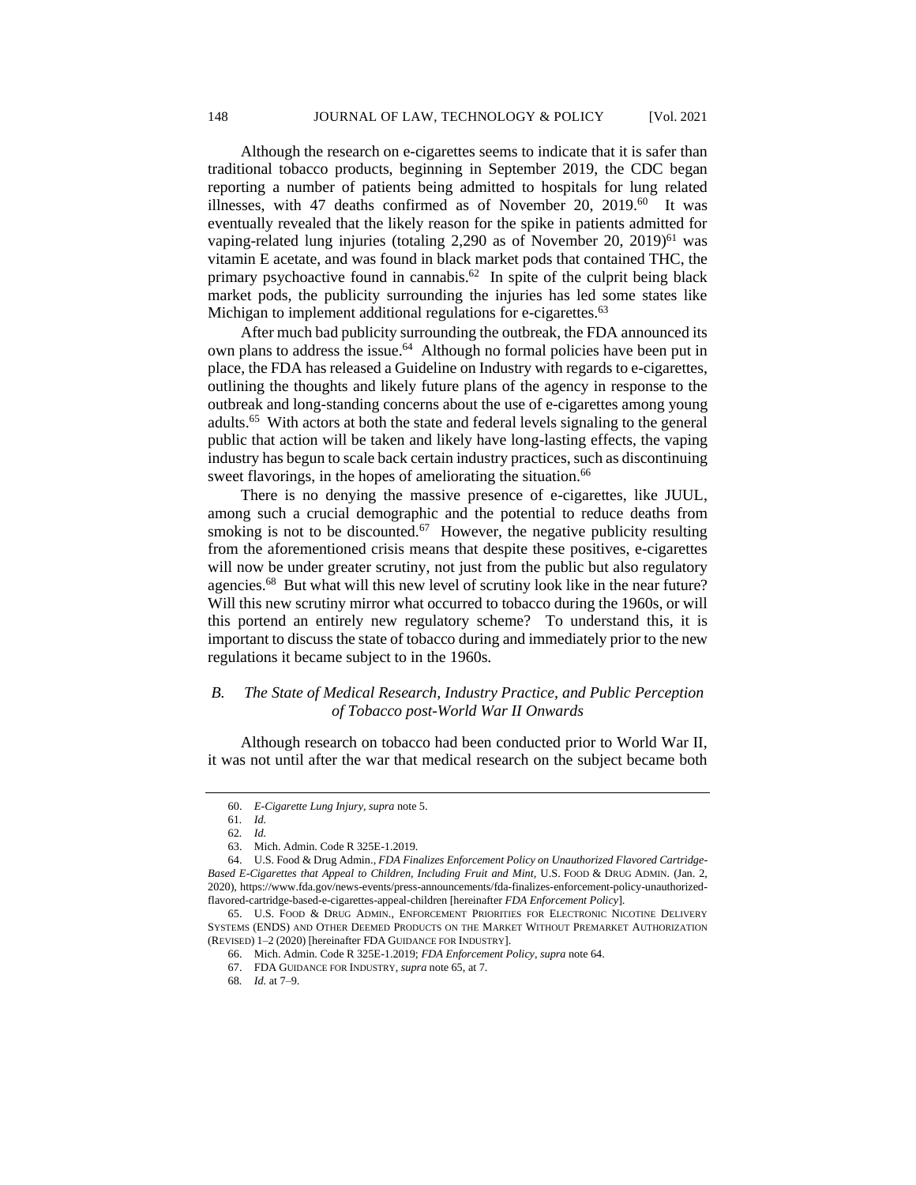Although the research on e-cigarettes seems to indicate that it is safer than traditional tobacco products, beginning in September 2019, the CDC began reporting a number of patients being admitted to hospitals for lung related illnesses, with 47 deaths confirmed as of November 20, 2019.[60] It was eventually revealed that the likely reason for the spike in patients admitted for vaping-related lung injuries (totaling 2,290 as of November 20, 2019)[61] was vitamin E acetate, and was found in black market pods that contained THC, the primary psychoactive found in cannabis.[62] In spite of the culprit being black market pods, the publicity surrounding the injuries has led some states like Michigan to implement additional regulations for e-cigarettes.[63]

After much bad publicity surrounding the outbreak, the FDA announced its own plans to address the issue.[64] Although no formal policies have been put in place, the FDA has released a Guideline on Industry with regards to e-cigarettes, outlining the thoughts and likely future plans of the agency in response to the outbreak and long-standing concerns about the use of e-cigarettes among young adults.[65] With actors at both the state and federal levels signaling to the general public that action will be taken and likely have long-lasting effects, the vaping industry has begun to scale back certain industry practices, such as discontinuing sweet flavorings, in the hopes of ameliorating the situation.[66]

There is no denying the massive presence of e-cigarettes, like JUUL, among such a crucial demographic and the potential to reduce deaths from smoking is not to be discounted.[67] However, the negative publicity resulting from the aforementioned crisis means that despite these positives, e-cigarettes will now be under greater scrutiny, not just from the public but also regulatory agencies.[68] But what will this new level of scrutiny look like in the near future? Will this new scrutiny mirror what occurred to tobacco during the 1960s, or will this portend an entirely new regulatory scheme? To understand this, it is important to discuss the state of tobacco during and immediately prior to the new regulations it became subject to in the 1960s.

### *B. The State of Medical Research, Industry Practice, and Public Perception of Tobacco post-World War II Onwards*

Although research on tobacco had been conducted prior to World War II, it was not until after the war that medical research on the subject became both

---

60. *E-Cigarette Lung Injury*, *supra* note 5.

61. *Id.*

62. *Id.*

63. Mich. Admin. Code R 325E-1.2019.

64. U.S. Food & Drug Admin., *FDA Finalizes Enforcement Policy on Unauthorized Flavored Cartridge-Based E-Cigarettes that Appeal to Children, Including Fruit and Mint*, U.S. FOOD & DRUG ADMIN. (Jan. 2, 2020), https://www.fda.gov/news-events/press-announcements/fda-finalizes-enforcement-policy-unauthorized-flavored-cartridge-based-e-cigarettes-appeal-children [hereinafter *FDA Enforcement Policy*].

65. U.S. FOOD & DRUG ADMIN., ENFORCEMENT PRIORITIES FOR ELECTRONIC NICOTINE DELIVERY SYSTEMS (ENDS) AND OTHER DEEMED PRODUCTS ON THE MARKET WITHOUT PREMARKET AUTHORIZATION (REVISED) 1–2 (2020) [hereinafter FDA GUIDANCE FOR INDUSTRY].

66. Mich. Admin. Code R 325E-1.2019; *FDA Enforcement Policy*, *supra* note 64.

67. FDA GUIDANCE FOR INDUSTRY, *supra* note 65, at 7.

68. *Id.* at 7–9.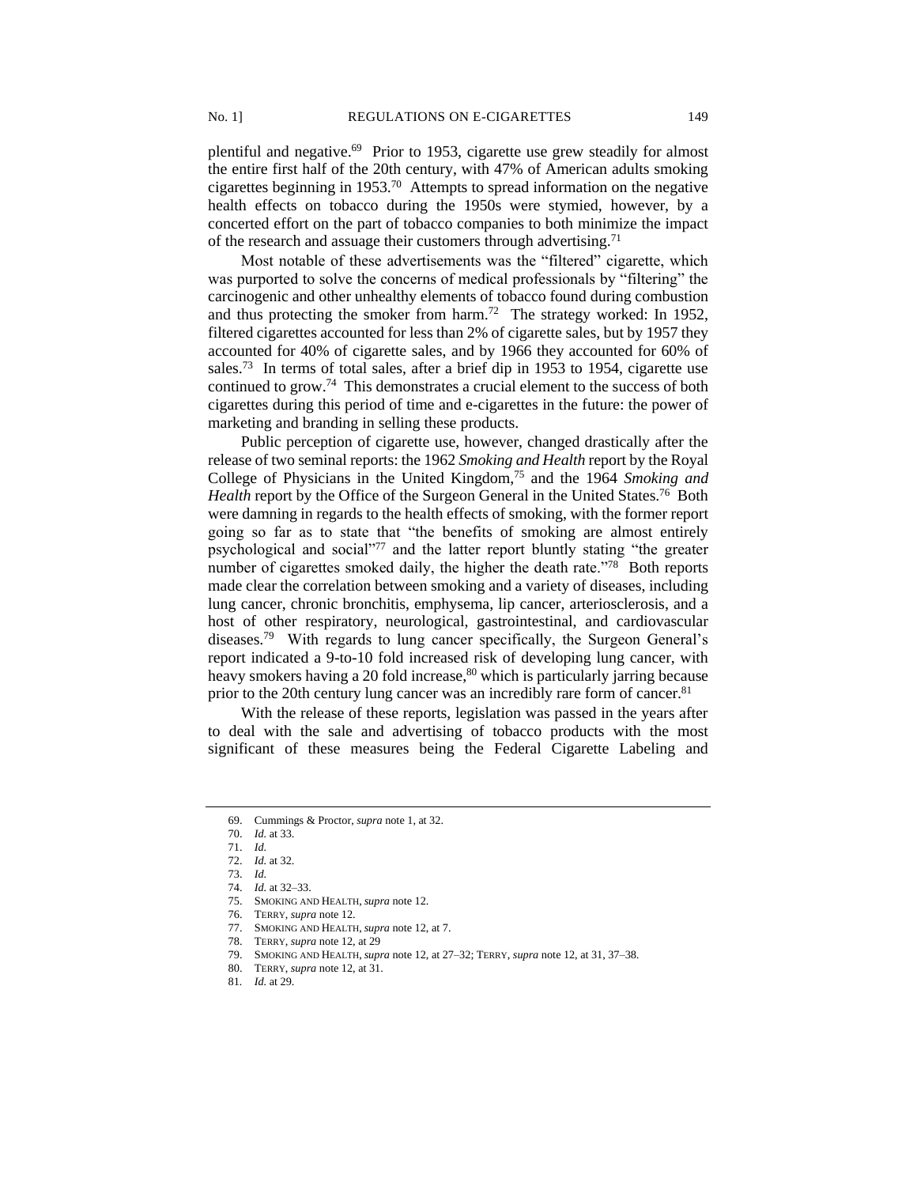plentiful and negative.[69] Prior to 1953, cigarette use grew steadily for almost the entire first half of the 20th century, with 47% of American adults smoking cigarettes beginning in 1953.[70] Attempts to spread information on the negative health effects on tobacco during the 1950s were stymied, however, by a concerted effort on the part of tobacco companies to both minimize the impact of the research and assuage their customers through advertising.[71]

Most notable of these advertisements was the "filtered" cigarette, which was purported to solve the concerns of medical professionals by "filtering" the carcinogenic and other unhealthy elements of tobacco found during combustion and thus protecting the smoker from harm.[72] The strategy worked: In 1952, filtered cigarettes accounted for less than 2% of cigarette sales, but by 1957 they accounted for 40% of cigarette sales, and by 1966 they accounted for 60% of sales.[73] In terms of total sales, after a brief dip in 1953 to 1954, cigarette use continued to grow.[74] This demonstrates a crucial element to the success of both cigarettes during this period of time and e-cigarettes in the future: the power of marketing and branding in selling these products.

Public perception of cigarette use, however, changed drastically after the release of two seminal reports: the 1962 *Smoking and Health* report by the Royal College of Physicians in the United Kingdom,[75] and the 1964 *Smoking and Health* report by the Office of the Surgeon General in the United States.[76] Both were damning in regards to the health effects of smoking, with the former report going so far as to state that "the benefits of smoking are almost entirely psychological and social"[77] and the latter report bluntly stating "the greater number of cigarettes smoked daily, the higher the death rate."[78] Both reports made clear the correlation between smoking and a variety of diseases, including lung cancer, chronic bronchitis, emphysema, lip cancer, arteriosclerosis, and a host of other respiratory, neurological, gastrointestinal, and cardiovascular diseases.[79] With regards to lung cancer specifically, the Surgeon General's report indicated a 9-to-10 fold increased risk of developing lung cancer, with heavy smokers having a 20 fold increase,[80] which is particularly jarring because prior to the 20th century lung cancer was an incredibly rare form of cancer.[81]

With the release of these reports, legislation was passed in the years after to deal with the sale and advertising of tobacco products with the most significant of these measures being the Federal Cigarette Labeling and

---

69. Cummings & Proctor, *supra* note 1, at 32.
70. *Id.* at 33.
71. *Id.*
72. *Id.* at 32.
73. *Id.*
74. *Id.* at 32–33.
75. SMOKING AND HEALTH, *supra* note 12.
76. TERRY, *supra* note 12.
77. SMOKING AND HEALTH, *supra* note 12, at 7.
78. TERRY, *supra* note 12, at 29
79. SMOKING AND HEALTH, *supra* note 12, at 27–32; TERRY, *supra* note 12, at 31, 37–38.
80. TERRY, *supra* note 12, at 31.
81. *Id.* at 29.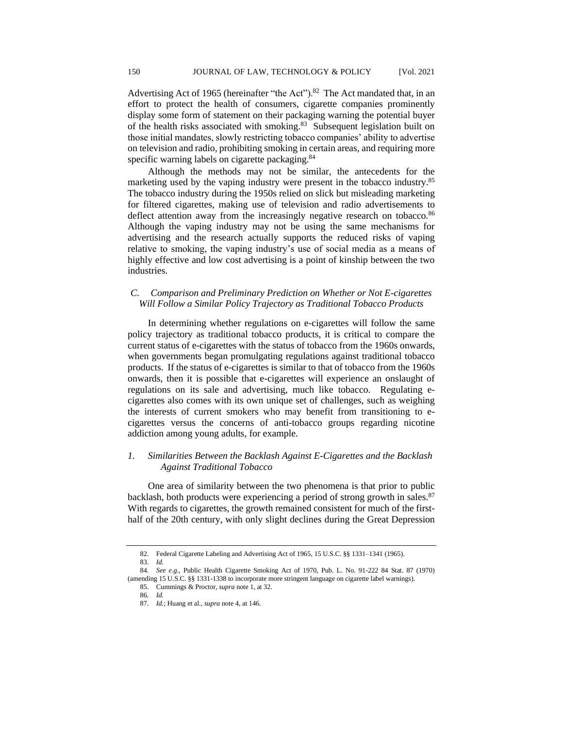Advertising Act of 1965 (hereinafter "the Act").[82] The Act mandated that, in an effort to protect the health of consumers, cigarette companies prominently display some form of statement on their packaging warning the potential buyer of the health risks associated with smoking.[83] Subsequent legislation built on those initial mandates, slowly restricting tobacco companies' ability to advertise on television and radio, prohibiting smoking in certain areas, and requiring more specific warning labels on cigarette packaging.[84]

Although the methods may not be similar, the antecedents for the marketing used by the vaping industry were present in the tobacco industry.[85] The tobacco industry during the 1950s relied on slick but misleading marketing for filtered cigarettes, making use of television and radio advertisements to deflect attention away from the increasingly negative research on tobacco.[86] Although the vaping industry may not be using the same mechanisms for advertising and the research actually supports the reduced risks of vaping relative to smoking, the vaping industry's use of social media as a means of highly effective and low cost advertising is a point of kinship between the two industries.

### *C. Comparison and Preliminary Prediction on Whether or Not E-cigarettes Will Follow a Similar Policy Trajectory as Traditional Tobacco Products*

In determining whether regulations on e-cigarettes will follow the same policy trajectory as traditional tobacco products, it is critical to compare the current status of e-cigarettes with the status of tobacco from the 1960s onwards, when governments began promulgating regulations against traditional tobacco products. If the status of e-cigarettes is similar to that of tobacco from the 1960s onwards, then it is possible that e-cigarettes will experience an onslaught of regulations on its sale and advertising, much like tobacco. Regulating e-cigarettes also comes with its own unique set of challenges, such as weighing the interests of current smokers who may benefit from transitioning to e-cigarettes versus the concerns of anti-tobacco groups regarding nicotine addiction among young adults, for example.

#### *1. Similarities Between the Backlash Against E-Cigarettes and the Backlash Against Traditional Tobacco*

One area of similarity between the two phenomena is that prior to public backlash, both products were experiencing a period of strong growth in sales.[87] With regards to cigarettes, the growth remained consistent for much of the first-half of the 20th century, with only slight declines during the Great Depression

---

82. Federal Cigarette Labeling and Advertising Act of 1965, 15 U.S.C. §§ 1331–1341 (1965).

83. *Id.*

84. *See e.g.*, Public Health Cigarette Smoking Act of 1970, Pub. L. No. 91-222 84 Stat. 87 (1970) (amending 15 U.S.C. §§ 1331-1338 to incorporate more stringent language on cigarette label warnings).

85. Cummings & Proctor, *supra* note 1, at 32.

86. *Id.*

87. *Id.*; Huang et al., *supra* note 4, at 146.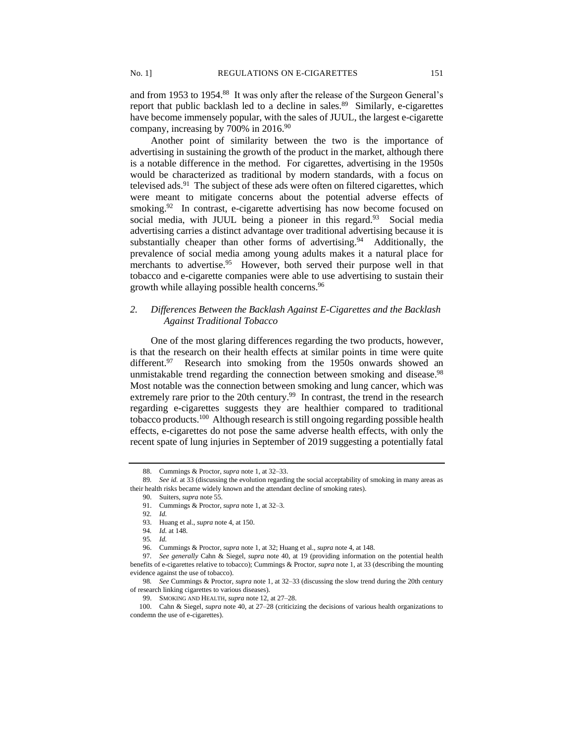and from 1953 to 1954.[88] It was only after the release of the Surgeon General's report that public backlash led to a decline in sales.[89] Similarly, e-cigarettes have become immensely popular, with the sales of JUUL, the largest e-cigarette company, increasing by 700% in 2016.[90]

Another point of similarity between the two is the importance of advertising in sustaining the growth of the product in the market, although there is a notable difference in the method. For cigarettes, advertising in the 1950s would be characterized as traditional by modern standards, with a focus on televised ads.[91] The subject of these ads were often on filtered cigarettes, which were meant to mitigate concerns about the potential adverse effects of smoking.[92] In contrast, e-cigarette advertising has now become focused on social media, with JUUL being a pioneer in this regard.[93] Social media advertising carries a distinct advantage over traditional advertising because it is substantially cheaper than other forms of advertising.[94] Additionally, the prevalence of social media among young adults makes it a natural place for merchants to advertise.[95] However, both served their purpose well in that tobacco and e-cigarette companies were able to use advertising to sustain their growth while allaying possible health concerns.[96]

### *2. Differences Between the Backlash Against E-Cigarettes and the Backlash Against Traditional Tobacco*

One of the most glaring differences regarding the two products, however, is that the research on their health effects at similar points in time were quite different.[97] Research into smoking from the 1950s onwards showed an unmistakable trend regarding the connection between smoking and disease.[98] Most notable was the connection between smoking and lung cancer, which was extremely rare prior to the 20th century.[99] In contrast, the trend in the research regarding e-cigarettes suggests they are healthier compared to traditional tobacco products.[100] Although research is still ongoing regarding possible health effects, e-cigarettes do not pose the same adverse health effects, with only the recent spate of lung injuries in September of 2019 suggesting a potentially fatal

---

88. Cummings & Proctor, *supra* note 1, at 32–33.

89. *See id.* at 33 (discussing the evolution regarding the social acceptability of smoking in many areas as their health risks became widely known and the attendant decline of smoking rates).

90. Suiters, *supra* note 55.

91. Cummings & Proctor, *supra* note 1, at 32–3.

92. *Id.*

93. Huang et al., *supra* note 4, at 150.

94. *Id.* at 148.

95. *Id.*

96. Cummings & Proctor, *supra* note 1, at 32; Huang et al., *supra* note 4, at 148.

97. *See generally* Cahn & Siegel, *supra* note 40, at 19 (providing information on the potential health benefits of e-cigarettes relative to tobacco); Cummings & Proctor, *supra* note 1, at 33 (describing the mounting evidence against the use of tobacco).

98. *See* Cummings & Proctor, *supra* note 1, at 32–33 (discussing the slow trend during the 20th century of research linking cigarettes to various diseases).

99. SMOKING AND HEALTH, *supra* note 12, at 27–28.

100. Cahn & Siegel, *supra* note 40, at 27–28 (criticizing the decisions of various health organizations to condemn the use of e-cigarettes).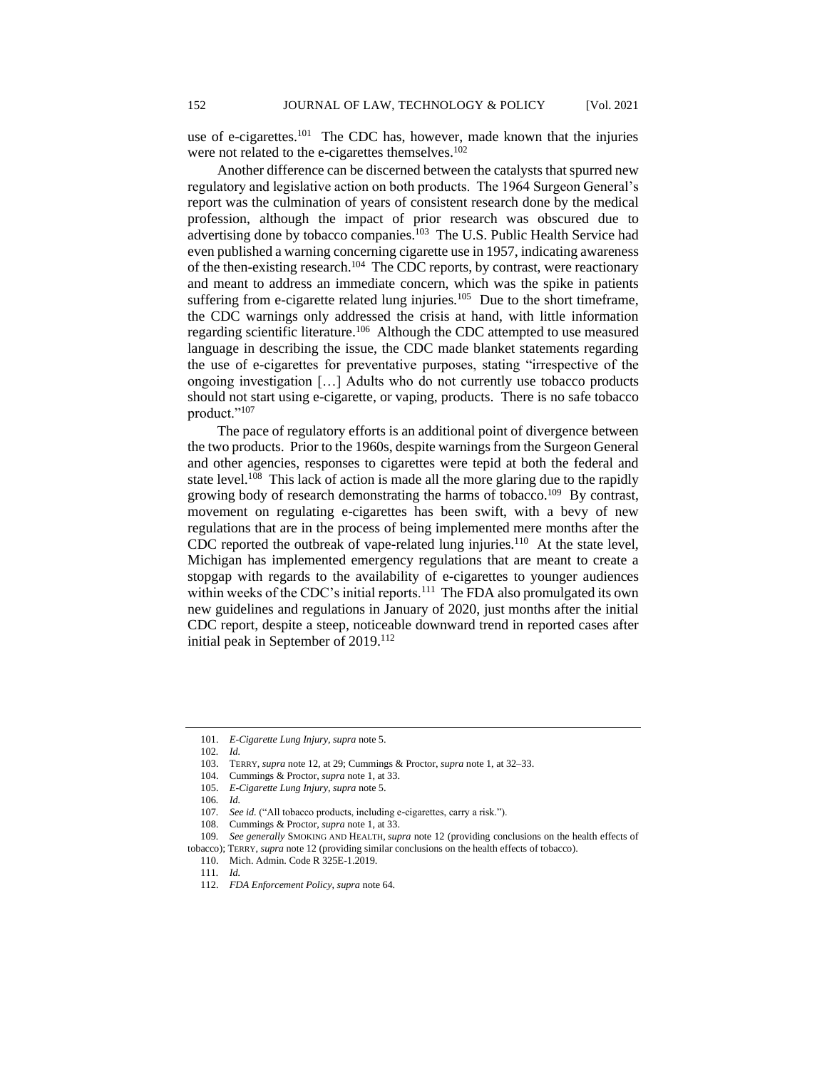use of e-cigarettes.[101] The CDC has, however, made known that the injuries were not related to the e-cigarettes themselves.[102]

Another difference can be discerned between the catalysts that spurred new regulatory and legislative action on both products. The 1964 Surgeon General's report was the culmination of years of consistent research done by the medical profession, although the impact of prior research was obscured due to advertising done by tobacco companies.[103] The U.S. Public Health Service had even published a warning concerning cigarette use in 1957, indicating awareness of the then-existing research.[104] The CDC reports, by contrast, were reactionary and meant to address an immediate concern, which was the spike in patients suffering from e-cigarette related lung injuries.[105] Due to the short timeframe, the CDC warnings only addressed the crisis at hand, with little information regarding scientific literature.[106] Although the CDC attempted to use measured language in describing the issue, the CDC made blanket statements regarding the use of e-cigarettes for preventative purposes, stating "irrespective of the ongoing investigation […] Adults who do not currently use tobacco products should not start using e-cigarette, or vaping, products. There is no safe tobacco product."[107]

The pace of regulatory efforts is an additional point of divergence between the two products. Prior to the 1960s, despite warnings from the Surgeon General and other agencies, responses to cigarettes were tepid at both the federal and state level.[108] This lack of action is made all the more glaring due to the rapidly growing body of research demonstrating the harms of tobacco.[109] By contrast, movement on regulating e-cigarettes has been swift, with a bevy of new regulations that are in the process of being implemented mere months after the CDC reported the outbreak of vape-related lung injuries.[110] At the state level, Michigan has implemented emergency regulations that are meant to create a stopgap with regards to the availability of e-cigarettes to younger audiences within weeks of the CDC's initial reports.[111] The FDA also promulgated its own new guidelines and regulations in January of 2020, just months after the initial CDC report, despite a steep, noticeable downward trend in reported cases after initial peak in September of 2019.[112]

---

101. *E-Cigarette Lung Injury*, *supra* note 5.

102. *Id.*

103. TERRY, *supra* note 12, at 29; Cummings & Proctor, *supra* note 1, at 32–33.

104. Cummings & Proctor, *supra* note 1, at 33.

105. *E-Cigarette Lung Injury*, *supra* note 5.

106. *Id.*

107. *See id.* ("All tobacco products, including e-cigarettes, carry a risk.").

108. Cummings & Proctor, *supra* note 1, at 33.

109. *See generally* SMOKING AND HEALTH, *supra* note 12 (providing conclusions on the health effects of tobacco); TERRY, *supra* note 12 (providing similar conclusions on the health effects of tobacco).

110. Mich. Admin. Code R 325E-1.2019.

111. *Id.*

112. *FDA Enforcement Policy*, *supra* note 64.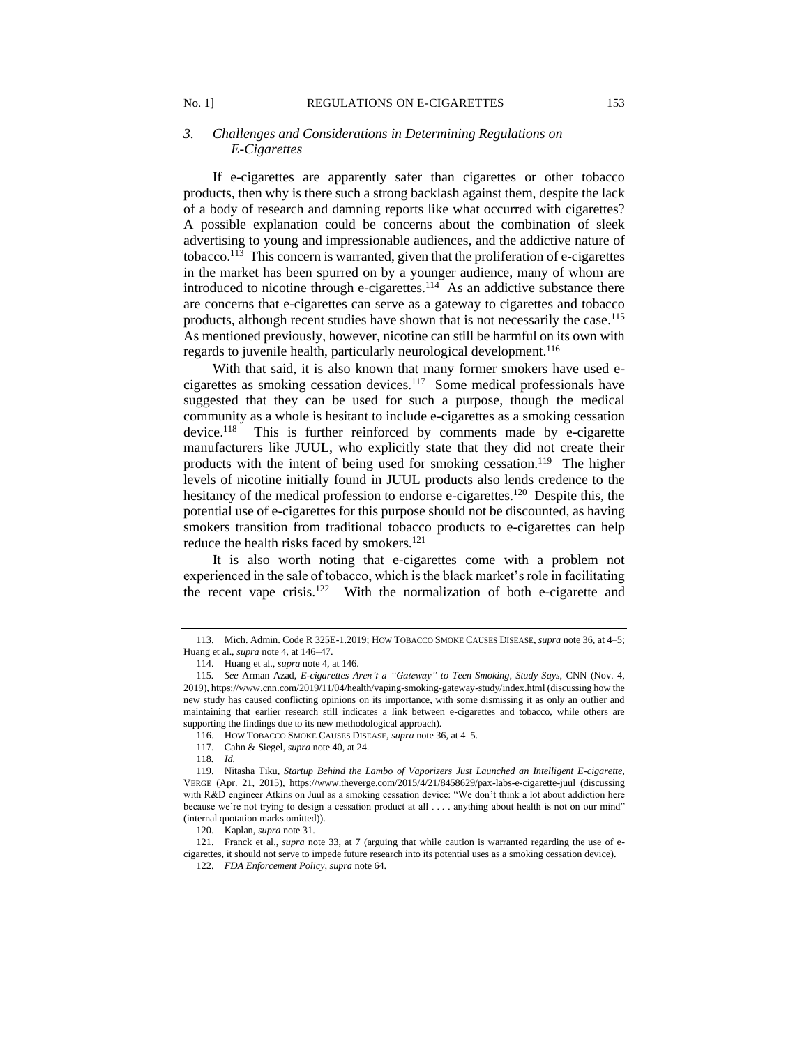### 3. *Challenges and Considerations in Determining Regulations on E-Cigarettes*

If e-cigarettes are apparently safer than cigarettes or other tobacco products, then why is there such a strong backlash against them, despite the lack of a body of research and damning reports like what occurred with cigarettes? A possible explanation could be concerns about the combination of sleek advertising to young and impressionable audiences, and the addictive nature of tobacco.[113] This concern is warranted, given that the proliferation of e-cigarettes in the market has been spurred on by a younger audience, many of whom are introduced to nicotine through e-cigarettes.[114] As an addictive substance there are concerns that e-cigarettes can serve as a gateway to cigarettes and tobacco products, although recent studies have shown that is not necessarily the case.[115] As mentioned previously, however, nicotine can still be harmful on its own with regards to juvenile health, particularly neurological development.[116]

With that said, it is also known that many former smokers have used e-cigarettes as smoking cessation devices.[117] Some medical professionals have suggested that they can be used for such a purpose, though the medical community as a whole is hesitant to include e-cigarettes as a smoking cessation device.[118] This is further reinforced by comments made by e-cigarette manufacturers like JUUL, who explicitly state that they did not create their products with the intent of being used for smoking cessation.[119] The higher levels of nicotine initially found in JUUL products also lends credence to the hesitancy of the medical profession to endorse e-cigarettes.[120] Despite this, the potential use of e-cigarettes for this purpose should not be discounted, as having smokers transition from traditional tobacco products to e-cigarettes can help reduce the health risks faced by smokers.[121]

It is also worth noting that e-cigarettes come with a problem not experienced in the sale of tobacco, which is the black market's role in facilitating the recent vape crisis.[122] With the normalization of both e-cigarette and

---

113. Mich. Admin. Code R 325E-1.2019; HOW TOBACCO SMOKE CAUSES DISEASE, *supra* note 36, at 4–5; Huang et al., *supra* note 4, at 146–47.

114. Huang et al., *supra* note 4, at 146.

115. *See* Arman Azad, *E-cigarettes Aren't a "Gateway" to Teen Smoking, Study Says*, CNN (Nov. 4, 2019), https://www.cnn.com/2019/11/04/health/vaping-smoking-gateway-study/index.html (discussing how the new study has caused conflicting opinions on its importance, with some dismissing it as only an outlier and maintaining that earlier research still indicates a link between e-cigarettes and tobacco, while others are supporting the findings due to its new methodological approach).

116. HOW TOBACCO SMOKE CAUSES DISEASE, *supra* note 36, at 4–5.

117. Cahn & Siegel, *supra* note 40, at 24.

118. *Id.*

119. Nitasha Tiku, *Startup Behind the Lambo of Vaporizers Just Launched an Intelligent E-cigarette*, VERGE (Apr. 21, 2015), https://www.theverge.com/2015/4/21/8458629/pax-labs-e-cigarette-juul (discussing with R&D engineer Atkins on Juul as a smoking cessation device: "We don't think a lot about addiction here because we're not trying to design a cessation product at all . . . . anything about health is not on our mind" (internal quotation marks omitted)).

120. Kaplan, *supra* note 31.

121. Franck et al., *supra* note 33, at 7 (arguing that while caution is warranted regarding the use of e-cigarettes, it should not serve to impede future research into its potential uses as a smoking cessation device).

122. *FDA Enforcement Policy*, *supra* note 64.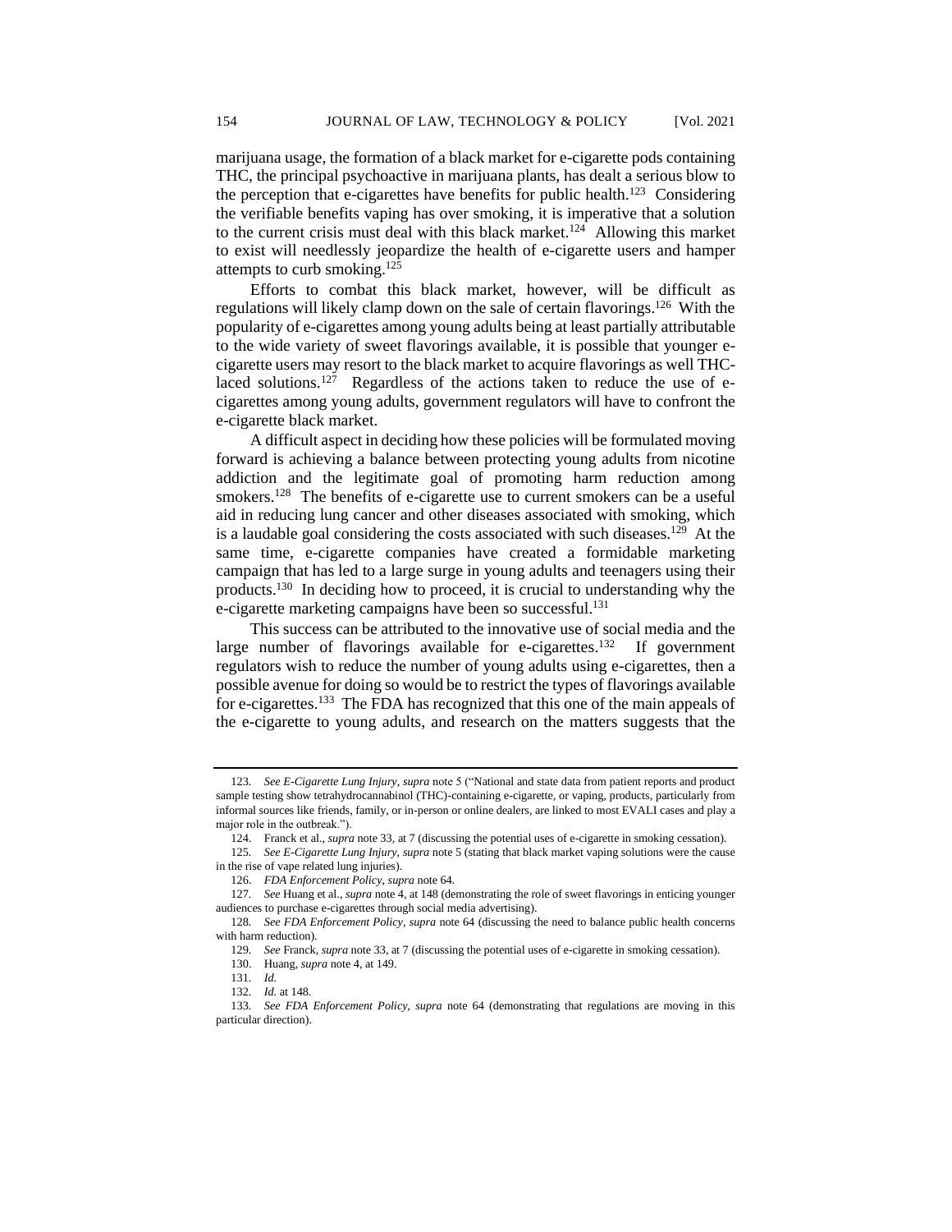marijuana usage, the formation of a black market for e-cigarette pods containing THC, the principal psychoactive in marijuana plants, has dealt a serious blow to the perception that e-cigarettes have benefits for public health.[123] Considering the verifiable benefits vaping has over smoking, it is imperative that a solution to the current crisis must deal with this black market.[124] Allowing this market to exist will needlessly jeopardize the health of e-cigarette users and hamper attempts to curb smoking.[125]

Efforts to combat this black market, however, will be difficult as regulations will likely clamp down on the sale of certain flavorings.[126] With the popularity of e-cigarettes among young adults being at least partially attributable to the wide variety of sweet flavorings available, it is possible that younger e-cigarette users may resort to the black market to acquire flavorings as well THC-laced solutions.[127] Regardless of the actions taken to reduce the use of e-cigarettes among young adults, government regulators will have to confront the e-cigarette black market.

A difficult aspect in deciding how these policies will be formulated moving forward is achieving a balance between protecting young adults from nicotine addiction and the legitimate goal of promoting harm reduction among smokers.[128] The benefits of e-cigarette use to current smokers can be a useful aid in reducing lung cancer and other diseases associated with smoking, which is a laudable goal considering the costs associated with such diseases.[129] At the same time, e-cigarette companies have created a formidable marketing campaign that has led to a large surge in young adults and teenagers using their products.[130] In deciding how to proceed, it is crucial to understanding why the e-cigarette marketing campaigns have been so successful.[131]

This success can be attributed to the innovative use of social media and the large number of flavorings available for e-cigarettes.[132] If government regulators wish to reduce the number of young adults using e-cigarettes, then a possible avenue for doing so would be to restrict the types of flavorings available for e-cigarettes.[133] The FDA has recognized that this one of the main appeals of the e-cigarette to young adults, and research on the matters suggests that the

---

123. *See E-Cigarette Lung Injury*, *supra* note 5 ("National and state data from patient reports and product sample testing show tetrahydrocannabinol (THC)-containing e-cigarette, or vaping, products, particularly from informal sources like friends, family, or in-person or online dealers, are linked to most EVALI cases and play a major role in the outbreak.").

124. Franck et al., *supra* note 33, at 7 (discussing the potential uses of e-cigarette in smoking cessation).

125. *See E-Cigarette Lung Injury*, *supra* note 5 (stating that black market vaping solutions were the cause in the rise of vape related lung injuries).

126. *FDA Enforcement Policy*, *supra* note 64.

127. *See* Huang et al., *supra* note 4, at 148 (demonstrating the role of sweet flavorings in enticing younger audiences to purchase e-cigarettes through social media advertising).

128. *See FDA Enforcement Policy*, *supra* note 64 (discussing the need to balance public health concerns with harm reduction).

129. *See* Franck, *supra* note 33, at 7 (discussing the potential uses of e-cigarette in smoking cessation).

130. Huang, *supra* note 4, at 149.

131. *Id.*

132. *Id.* at 148.

133. *See FDA Enforcement Policy*, *supra* note 64 (demonstrating that regulations are moving in this particular direction).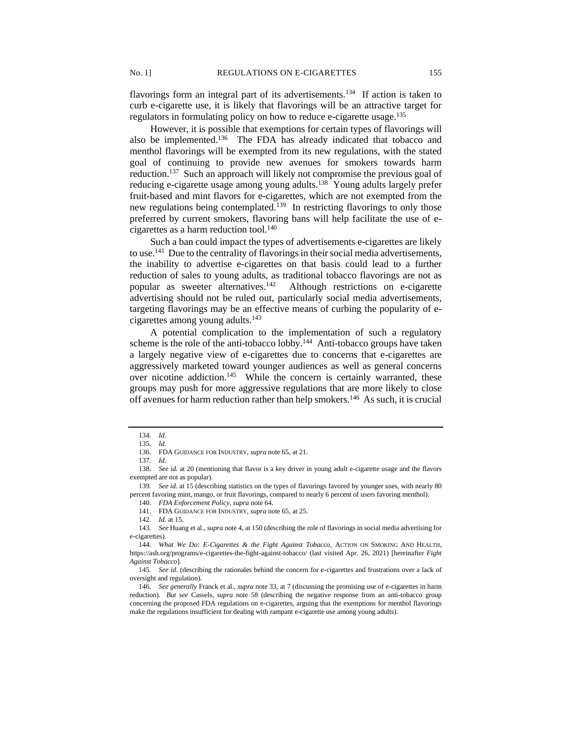flavorings form an integral part of its advertisements.[134] If action is taken to curb e-cigarette use, it is likely that flavorings will be an attractive target for regulators in formulating policy on how to reduce e-cigarette usage.[135]

However, it is possible that exemptions for certain types of flavorings will also be implemented.[136] The FDA has already indicated that tobacco and menthol flavorings will be exempted from its new regulations, with the stated goal of continuing to provide new avenues for smokers towards harm reduction.[137] Such an approach will likely not compromise the previous goal of reducing e-cigarette usage among young adults.[138] Young adults largely prefer fruit-based and mint flavors for e-cigarettes, which are not exempted from the new regulations being contemplated.[139] In restricting flavorings to only those preferred by current smokers, flavoring bans will help facilitate the use of e-cigarettes as a harm reduction tool.[140]

Such a ban could impact the types of advertisements e-cigarettes are likely to use.[141] Due to the centrality of flavorings in their social media advertisements, the inability to advertise e-cigarettes on that basis could lead to a further reduction of sales to young adults, as traditional tobacco flavorings are not as popular as sweeter alternatives.[142] Although restrictions on e-cigarette advertising should not be ruled out, particularly social media advertisements, targeting flavorings may be an effective means of curbing the popularity of e-cigarettes among young adults.[143]

A potential complication to the implementation of such a regulatory scheme is the role of the anti-tobacco lobby.[144] Anti-tobacco groups have taken a largely negative view of e-cigarettes due to concerns that e-cigarettes are aggressively marketed toward younger audiences as well as general concerns over nicotine addiction.[145] While the concern is certainly warranted, these groups may push for more aggressive regulations that are more likely to close off avenues for harm reduction rather than help smokers.[146] As such, it is crucial

---

134. *Id.*

135. *Id.*

136. FDA GUIDANCE FOR INDUSTRY, *supra* note 65, at 21.

137. *Id.*

138. *See id.* at 20 (mentioning that flavor is a key driver in young adult e-cigarette usage and the flavors exempted are not as popular).

139. *See id.* at 15 (describing statistics on the types of flavorings favored by younger uses, with nearly 80 percent favoring mint, mango, or fruit flavorings, compared to nearly 6 percent of users favoring menthol).

140. *FDA Enforcement Policy*, *supra* note 64.

141. FDA GUIDANCE FOR INDUSTRY, *supra* note 65, at 25.

142. *Id.* at 15.

143. *See* Huang et al., *supra* note 4, at 150 (describing the role of flavorings in social media advertising for e-cigarettes).

144. *What We Do: E-Cigarettes & the Fight Against Tobacco*, ACTION ON SMOKING AND HEALTH, https://ash.org/programs/e-cigarettes-the-fight-against-tobacco/ (last visited Apr. 26, 2021) [hereinafter *Fight Against Tobacco*].

145. *See id.* (describing the rationales behind the concern for e-cigarettes and frustrations over a lack of oversight and regulation).

146. *See generally* Franck et al., *supra* note 33, at 7 (discussing the promising use of e-cigarettes in harm reduction). *But see* Cassels, *supra* note 58 (describing the negative response from an anti-tobacco group concerning the proposed FDA regulations on e-cigarettes, arguing that the exemptions for menthol flavorings make the regulations insufficient for dealing with rampant e-cigarette use among young adults).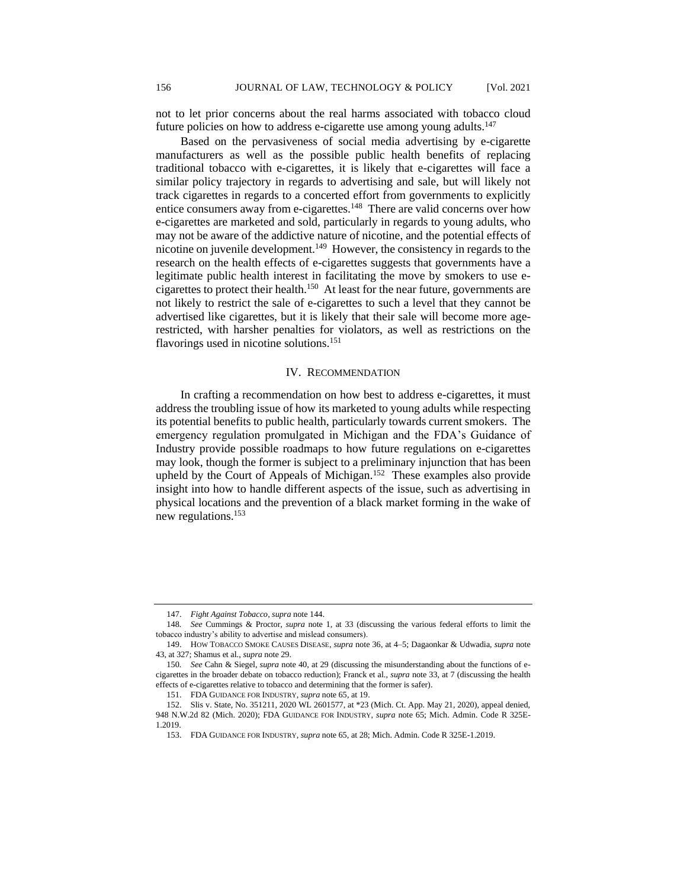not to let prior concerns about the real harms associated with tobacco cloud future policies on how to address e-cigarette use among young adults.[147]

Based on the pervasiveness of social media advertising by e-cigarette manufacturers as well as the possible public health benefits of replacing traditional tobacco with e-cigarettes, it is likely that e-cigarettes will face a similar policy trajectory in regards to advertising and sale, but will likely not track cigarettes in regards to a concerted effort from governments to explicitly entice consumers away from e-cigarettes.[148] There are valid concerns over how e-cigarettes are marketed and sold, particularly in regards to young adults, who may not be aware of the addictive nature of nicotine, and the potential effects of nicotine on juvenile development.[149] However, the consistency in regards to the research on the health effects of e-cigarettes suggests that governments have a legitimate public health interest in facilitating the move by smokers to use e-cigarettes to protect their health.[150] At least for the near future, governments are not likely to restrict the sale of e-cigarettes to such a level that they cannot be advertised like cigarettes, but it is likely that their sale will become more age-restricted, with harsher penalties for violators, as well as restrictions on the flavorings used in nicotine solutions.[151]

## IV. RECOMMENDATION

In crafting a recommendation on how best to address e-cigarettes, it must address the troubling issue of how its marketed to young adults while respecting its potential benefits to public health, particularly towards current smokers. The emergency regulation promulgated in Michigan and the FDA's Guidance of Industry provide possible roadmaps to how future regulations on e-cigarettes may look, though the former is subject to a preliminary injunction that has been upheld by the Court of Appeals of Michigan.[152] These examples also provide insight into how to handle different aspects of the issue, such as advertising in physical locations and the prevention of a black market forming in the wake of new regulations.[153]

---

147. *Fight Against Tobacco*, *supra* note 144.

148. *See* Cummings & Proctor, *supra* note 1, at 33 (discussing the various federal efforts to limit the tobacco industry's ability to advertise and mislead consumers).

149. HOW TOBACCO SMOKE CAUSES DISEASE, *supra* note 36, at 4–5; Dagaonkar & Udwadia, *supra* note 43, at 327; Shamus et al., *supra* note 29.

150. *See* Cahn & Siegel, *supra* note 40, at 29 (discussing the misunderstanding about the functions of e-cigarettes in the broader debate on tobacco reduction); Franck et al., *supra* note 33, at 7 (discussing the health effects of e-cigarettes relative to tobacco and determining that the former is safer).

151. FDA GUIDANCE FOR INDUSTRY, *supra* note 65, at 19.

152. Slis v. State, No. 351211, 2020 WL 2601577, at *23 (Mich. Ct. App. May 21, 2020), appeal denied, 948 N.W.2d 82 (Mich. 2020); FDA GUIDANCE FOR INDUSTRY, *supra* note 65; Mich. Admin. Code R 325E-1.2019.

153. FDA GUIDANCE FOR INDUSTRY, *supra* note 65, at 28; Mich. Admin. Code R 325E-1.2019.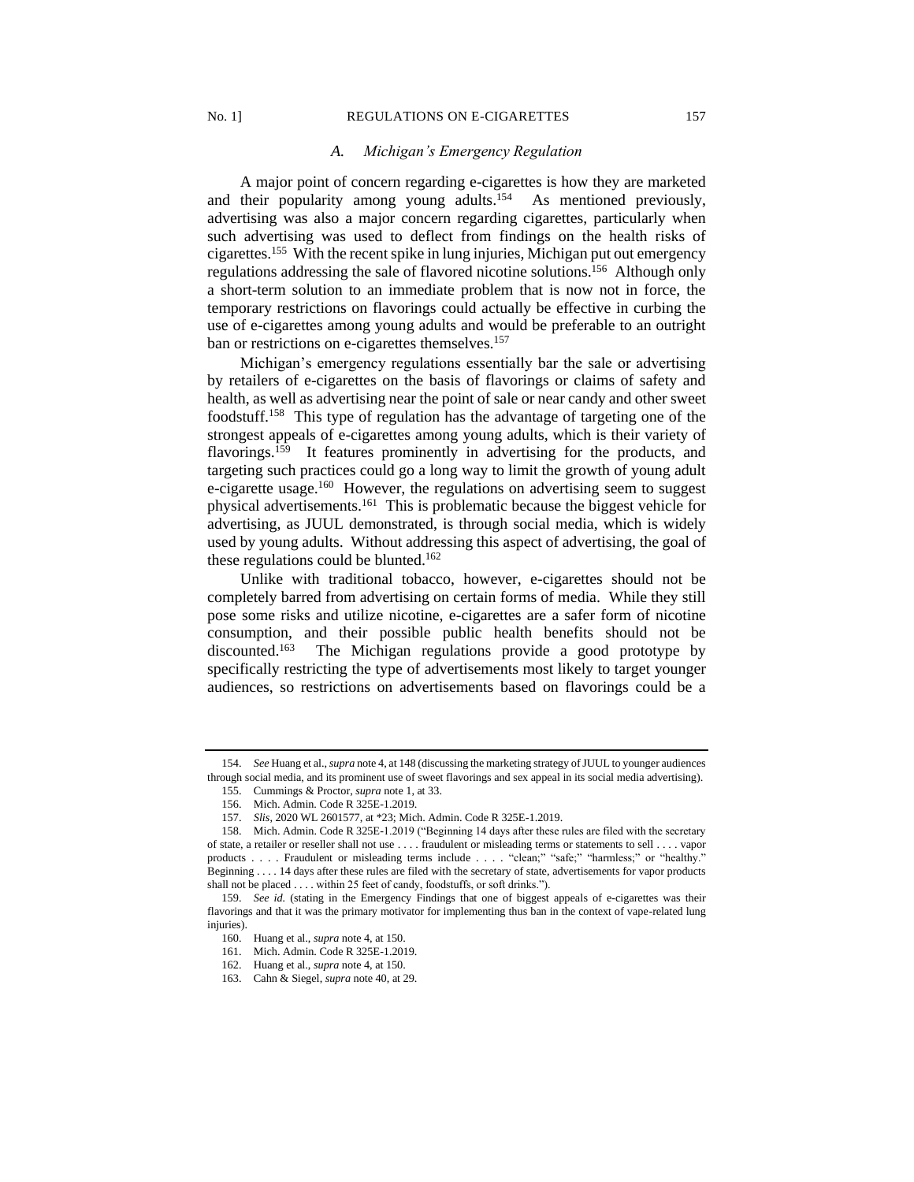### A. *Michigan's Emergency Regulation*

A major point of concern regarding e-cigarettes is how they are marketed and their popularity among young adults.[154] As mentioned previously, advertising was also a major concern regarding cigarettes, particularly when such advertising was used to deflect from findings on the health risks of cigarettes.[155] With the recent spike in lung injuries, Michigan put out emergency regulations addressing the sale of flavored nicotine solutions.[156] Although only a short-term solution to an immediate problem that is now not in force, the temporary restrictions on flavorings could actually be effective in curbing the use of e-cigarettes among young adults and would be preferable to an outright ban or restrictions on e-cigarettes themselves.[157]

Michigan's emergency regulations essentially bar the sale or advertising by retailers of e-cigarettes on the basis of flavorings or claims of safety and health, as well as advertising near the point of sale or near candy and other sweet foodstuff.[158] This type of regulation has the advantage of targeting one of the strongest appeals of e-cigarettes among young adults, which is their variety of flavorings.[159] It features prominently in advertising for the products, and targeting such practices could go a long way to limit the growth of young adult e-cigarette usage.[160] However, the regulations on advertising seem to suggest physical advertisements.[161] This is problematic because the biggest vehicle for advertising, as JUUL demonstrated, is through social media, which is widely used by young adults. Without addressing this aspect of advertising, the goal of these regulations could be blunted.[162]

Unlike with traditional tobacco, however, e-cigarettes should not be completely barred from advertising on certain forms of media. While they still pose some risks and utilize nicotine, e-cigarettes are a safer form of nicotine consumption, and their possible public health benefits should not be discounted.[163] The Michigan regulations provide a good prototype by specifically restricting the type of advertisements most likely to target younger audiences, so restrictions on advertisements based on flavorings could be a

---

154. *See* Huang et al., *supra* note 4, at 148 (discussing the marketing strategy of JUUL to younger audiences through social media, and its prominent use of sweet flavorings and sex appeal in its social media advertising).

155. Cummings & Proctor, *supra* note 1, at 33.

156. Mich. Admin. Code R 325E-1.2019.

157. *Slis*, 2020 WL 2601577, at *23; Mich. Admin. Code R 325E-1.2019.

158. Mich. Admin. Code R 325E-1.2019 ("Beginning 14 days after these rules are filed with the secretary of state, a retailer or reseller shall not use . . . . fraudulent or misleading terms or statements to sell . . . . vapor products . . . . Fraudulent or misleading terms include . . . . "clean;" "safe;" "harmless;" or "healthy." Beginning . . . . 14 days after these rules are filed with the secretary of state, advertisements for vapor products shall not be placed . . . . within 25 feet of candy, foodstuffs, or soft drinks.").

159. *See id.* (stating in the Emergency Findings that one of biggest appeals of e-cigarettes was their flavorings and that it was the primary motivator for implementing thus ban in the context of vape-related lung injuries).

160. Huang et al., *supra* note 4, at 150.

161. Mich. Admin. Code R 325E-1.2019.

162. Huang et al., *supra* note 4, at 150.

163. Cahn & Siegel, *supra* note 40, at 29.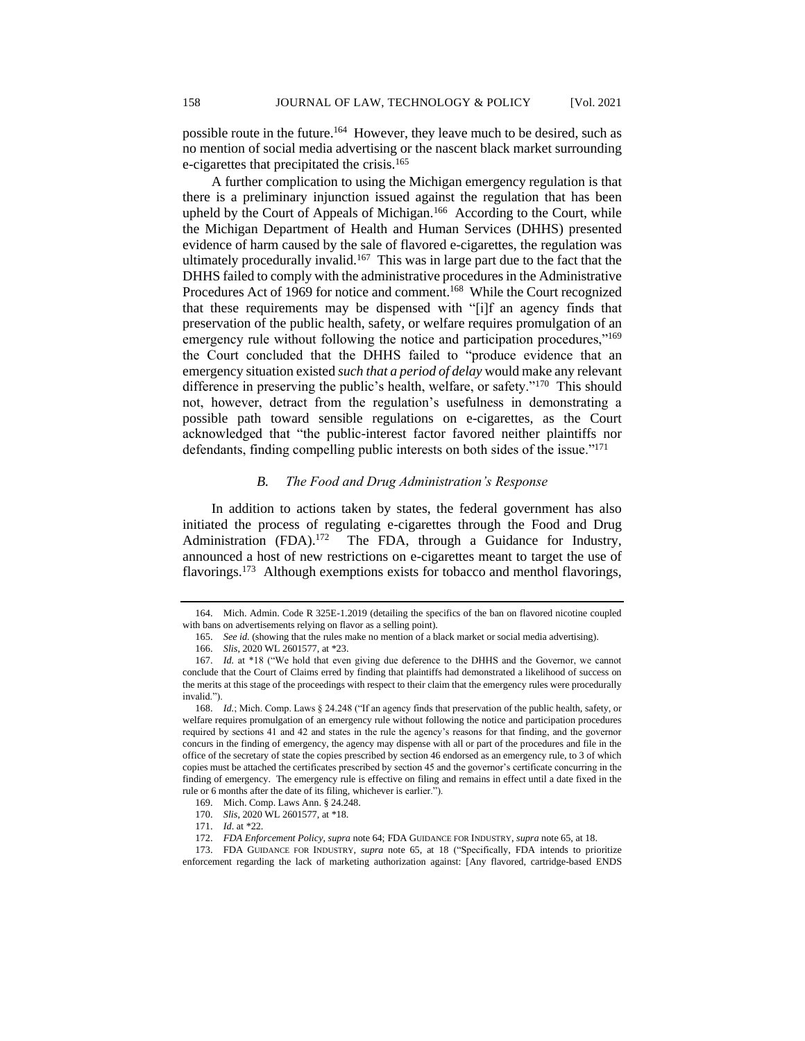possible route in the future.[164] However, they leave much to be desired, such as no mention of social media advertising or the nascent black market surrounding e-cigarettes that precipitated the crisis.[165]

A further complication to using the Michigan emergency regulation is that there is a preliminary injunction issued against the regulation that has been upheld by the Court of Appeals of Michigan.[166] According to the Court, while the Michigan Department of Health and Human Services (DHHS) presented evidence of harm caused by the sale of flavored e-cigarettes, the regulation was ultimately procedurally invalid.[167] This was in large part due to the fact that the DHHS failed to comply with the administrative procedures in the Administrative Procedures Act of 1969 for notice and comment.[168] While the Court recognized that these requirements may be dispensed with "[i]f an agency finds that preservation of the public health, safety, or welfare requires promulgation of an emergency rule without following the notice and participation procedures,"[169] the Court concluded that the DHHS failed to "produce evidence that an emergency situation existed *such that a period of delay* would make any relevant difference in preserving the public's health, welfare, or safety."[170] This should not, however, detract from the regulation's usefulness in demonstrating a possible path toward sensible regulations on e-cigarettes, as the Court acknowledged that "the public-interest factor favored neither plaintiffs nor defendants, finding compelling public interests on both sides of the issue."[171]

### *B. The Food and Drug Administration's Response*

In addition to actions taken by states, the federal government has also initiated the process of regulating e-cigarettes through the Food and Drug Administration (FDA).[172] The FDA, through a Guidance for Industry, announced a host of new restrictions on e-cigarettes meant to target the use of flavorings.[173] Although exemptions exists for tobacco and menthol flavorings,

---

164. Mich. Admin. Code R 325E-1.2019 (detailing the specifics of the ban on flavored nicotine coupled with bans on advertisements relying on flavor as a selling point).

165. *See id.* (showing that the rules make no mention of a black market or social media advertising).

166. *Slis*, 2020 WL 2601577, at \*23.

167. *Id.* at \*18 ("We hold that even giving due deference to the DHHS and the Governor, we cannot conclude that the Court of Claims erred by finding that plaintiffs had demonstrated a likelihood of success on the merits at this stage of the proceedings with respect to their claim that the emergency rules were procedurally invalid.").

168. *Id.*; Mich. Comp. Laws § 24.248 ("If an agency finds that preservation of the public health, safety, or welfare requires promulgation of an emergency rule without following the notice and participation procedures required by sections 41 and 42 and states in the rule the agency's reasons for that finding, and the governor concurs in the finding of emergency, the agency may dispense with all or part of the procedures and file in the office of the secretary of state the copies prescribed by section 46 endorsed as an emergency rule, to 3 of which copies must be attached the certificates prescribed by section 45 and the governor's certificate concurring in the finding of emergency. The emergency rule is effective on filing and remains in effect until a date fixed in the rule or 6 months after the date of its filing, whichever is earlier.").

169. Mich. Comp. Laws Ann. § 24.248.

170. *Slis*, 2020 WL 2601577, at \*18.

171. *Id*. at \*22.

172. *FDA Enforcement Policy*, *supra* note 64; FDA GUIDANCE FOR INDUSTRY, *supra* note 65, at 18.

173. FDA GUIDANCE FOR INDUSTRY, *supra* note 65, at 18 ("Specifically, FDA intends to prioritize enforcement regarding the lack of marketing authorization against: [Any flavored, cartridge-based ENDS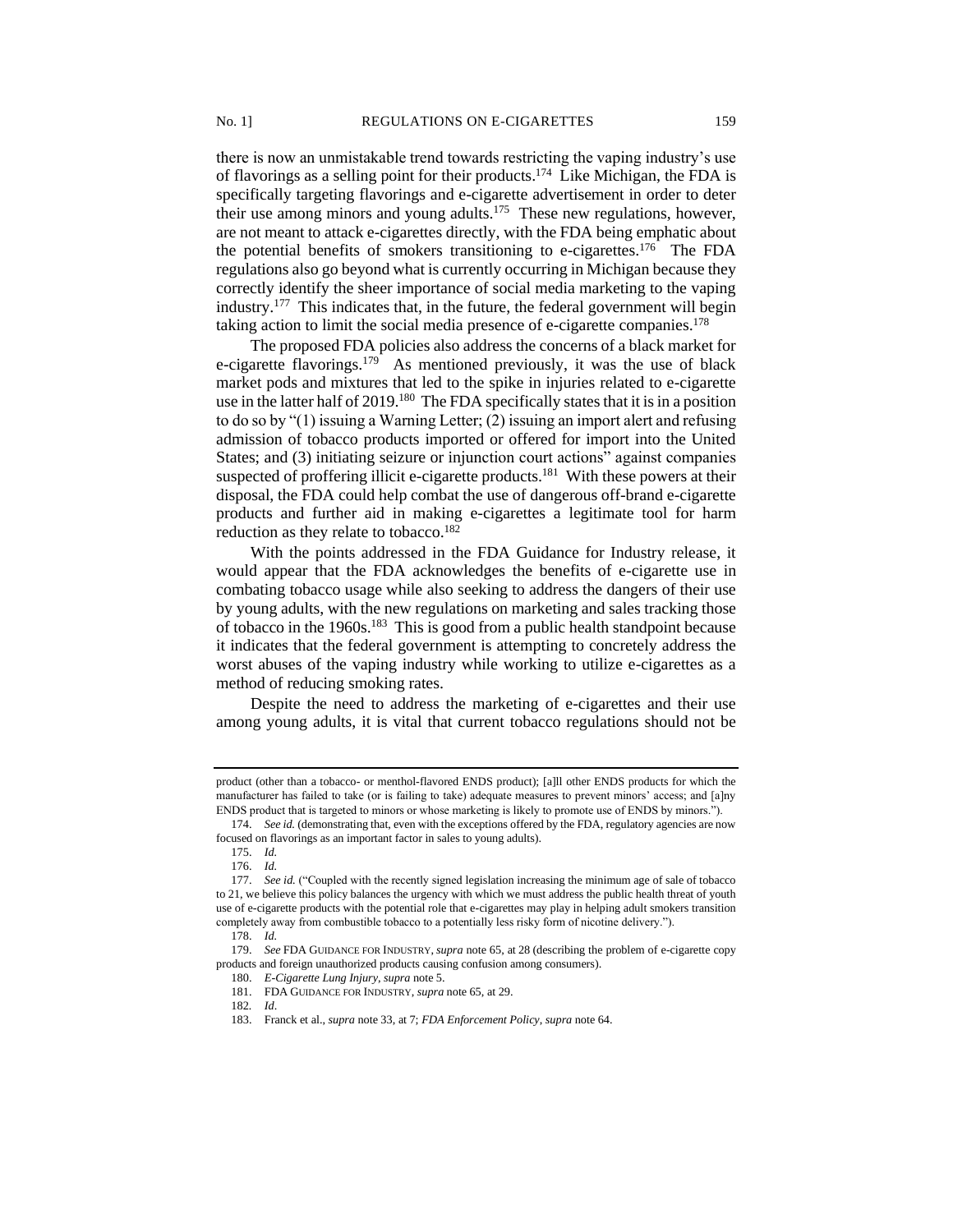there is now an unmistakable trend towards restricting the vaping industry's use of flavorings as a selling point for their products.[174] Like Michigan, the FDA is specifically targeting flavorings and e-cigarette advertisement in order to deter their use among minors and young adults.[175] These new regulations, however, are not meant to attack e-cigarettes directly, with the FDA being emphatic about the potential benefits of smokers transitioning to e-cigarettes.[176] The FDA regulations also go beyond what is currently occurring in Michigan because they correctly identify the sheer importance of social media marketing to the vaping industry.[177] This indicates that, in the future, the federal government will begin taking action to limit the social media presence of e-cigarette companies.[178]

The proposed FDA policies also address the concerns of a black market for e-cigarette flavorings.[179] As mentioned previously, it was the use of black market pods and mixtures that led to the spike in injuries related to e-cigarette use in the latter half of 2019.[180] The FDA specifically states that it is in a position to do so by "(1) issuing a Warning Letter; (2) issuing an import alert and refusing admission of tobacco products imported or offered for import into the United States; and (3) initiating seizure or injunction court actions" against companies suspected of proffering illicit e-cigarette products.[181] With these powers at their disposal, the FDA could help combat the use of dangerous off-brand e-cigarette products and further aid in making e-cigarettes a legitimate tool for harm reduction as they relate to tobacco.[182]

With the points addressed in the FDA Guidance for Industry release, it would appear that the FDA acknowledges the benefits of e-cigarette use in combating tobacco usage while also seeking to address the dangers of their use by young adults, with the new regulations on marketing and sales tracking those of tobacco in the 1960s.[183] This is good from a public health standpoint because it indicates that the federal government is attempting to concretely address the worst abuses of the vaping industry while working to utilize e-cigarettes as a method of reducing smoking rates.

Despite the need to address the marketing of e-cigarettes and their use among young adults, it is vital that current tobacco regulations should not be

---

product (other than a tobacco- or menthol-flavored ENDS product); [a]ll other ENDS products for which the manufacturer has failed to take (or is failing to take) adequate measures to prevent minors' access; and [a]ny ENDS product that is targeted to minors or whose marketing is likely to promote use of ENDS by minors.").

174. *See id.* (demonstrating that, even with the exceptions offered by the FDA, regulatory agencies are now focused on flavorings as an important factor in sales to young adults).

175. *Id.*

176. *Id.*

177. *See id.* ("Coupled with the recently signed legislation increasing the minimum age of sale of tobacco to 21, we believe this policy balances the urgency with which we must address the public health threat of youth use of e-cigarette products with the potential role that e-cigarettes may play in helping adult smokers transition completely away from combustible tobacco to a potentially less risky form of nicotine delivery.").

178. *Id.*

179. *See* FDA GUIDANCE FOR INDUSTRY, *supra* note 65, at 28 (describing the problem of e-cigarette copy products and foreign unauthorized products causing confusion among consumers).

180. *E-Cigarette Lung Injury*, *supra* note 5.

181. FDA GUIDANCE FOR INDUSTRY, *supra* note 65, at 29.

182. *Id*.

183. Franck et al., *supra* note 33, at 7; *FDA Enforcement Policy*, *supra* note 64.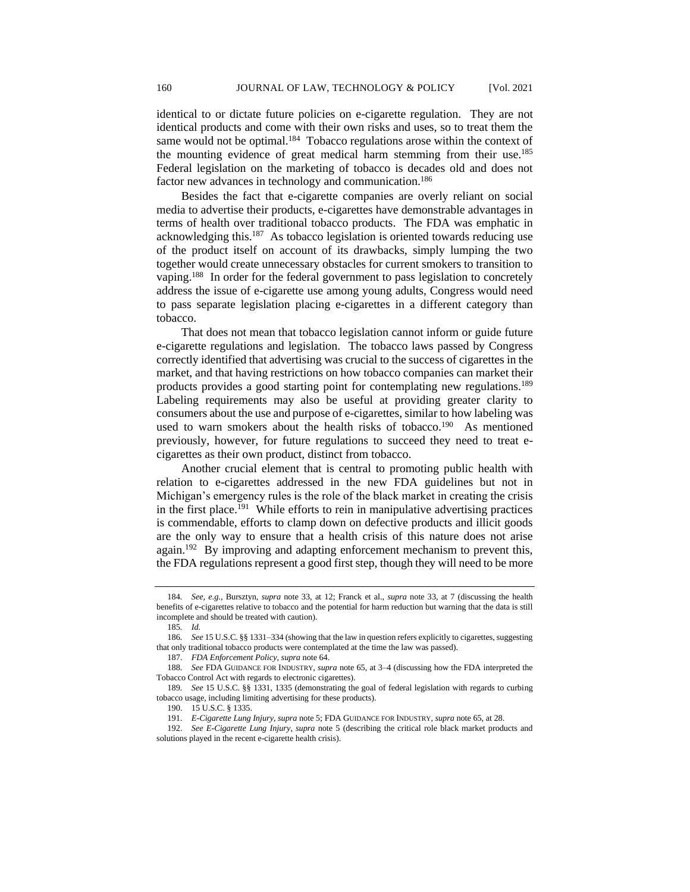identical to or dictate future policies on e-cigarette regulation. They are not identical products and come with their own risks and uses, so to treat them the same would not be optimal.[184] Tobacco regulations arose within the context of the mounting evidence of great medical harm stemming from their use.[185] Federal legislation on the marketing of tobacco is decades old and does not factor new advances in technology and communication.[186]

Besides the fact that e-cigarette companies are overly reliant on social media to advertise their products, e-cigarettes have demonstrable advantages in terms of health over traditional tobacco products. The FDA was emphatic in acknowledging this.[187] As tobacco legislation is oriented towards reducing use of the product itself on account of its drawbacks, simply lumping the two together would create unnecessary obstacles for current smokers to transition to vaping.[188] In order for the federal government to pass legislation to concretely address the issue of e-cigarette use among young adults, Congress would need to pass separate legislation placing e-cigarettes in a different category than tobacco.

That does not mean that tobacco legislation cannot inform or guide future e-cigarette regulations and legislation. The tobacco laws passed by Congress correctly identified that advertising was crucial to the success of cigarettes in the market, and that having restrictions on how tobacco companies can market their products provides a good starting point for contemplating new regulations.[189] Labeling requirements may also be useful at providing greater clarity to consumers about the use and purpose of e-cigarettes, similar to how labeling was used to warn smokers about the health risks of tobacco.[190] As mentioned previously, however, for future regulations to succeed they need to treat e-cigarettes as their own product, distinct from tobacco.

Another crucial element that is central to promoting public health with relation to e-cigarettes addressed in the new FDA guidelines but not in Michigan's emergency rules is the role of the black market in creating the crisis in the first place.[191] While efforts to rein in manipulative advertising practices is commendable, efforts to clamp down on defective products and illicit goods are the only way to ensure that a health crisis of this nature does not arise again.[192] By improving and adapting enforcement mechanism to prevent this, the FDA regulations represent a good first step, though they will need to be more

---

184. *See, e.g.*, Bursztyn, *supra* note 33, at 12; Franck et al., *supra* note 33, at 7 (discussing the health benefits of e-cigarettes relative to tobacco and the potential for harm reduction but warning that the data is still incomplete and should be treated with caution).

185. *Id.*

186. *See* 15 U.S.C. §§ 1331–334 (showing that the law in question refers explicitly to cigarettes, suggesting that only traditional tobacco products were contemplated at the time the law was passed).

187. *FDA Enforcement Policy*, *supra* note 64.

188. *See* FDA GUIDANCE FOR INDUSTRY, *supra* note 65, at 3–4 (discussing how the FDA interpreted the Tobacco Control Act with regards to electronic cigarettes).

189. *See* 15 U.S.C. §§ 1331, 1335 (demonstrating the goal of federal legislation with regards to curbing tobacco usage, including limiting advertising for these products).

190. 15 U.S.C. § 1335.

191. *E-Cigarette Lung Injury*, *supra* note 5; FDA GUIDANCE FOR INDUSTRY, *supra* note 65, at 28.

192. *See E-Cigarette Lung Injury*, *supra* note 5 (describing the critical role black market products and solutions played in the recent e-cigarette health crisis).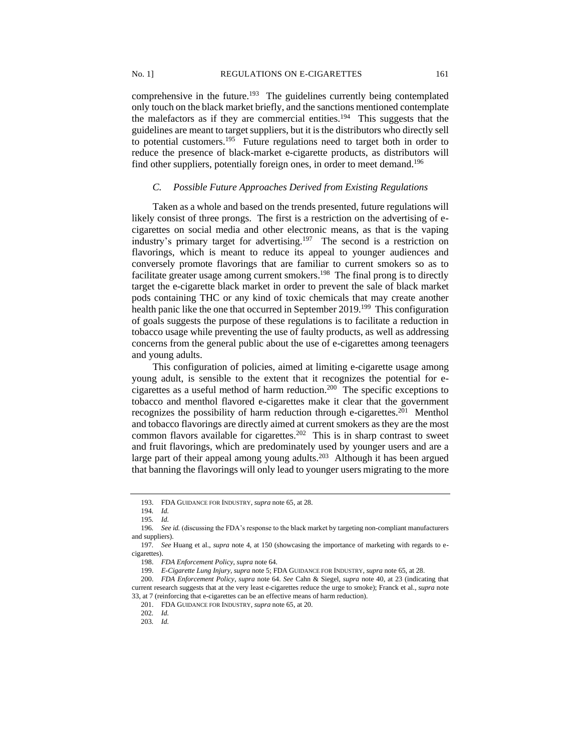comprehensive in the future.[193] The guidelines currently being contemplated only touch on the black market briefly, and the sanctions mentioned contemplate the malefactors as if they are commercial entities.[194] This suggests that the guidelines are meant to target suppliers, but it is the distributors who directly sell to potential customers.[195] Future regulations need to target both in order to reduce the presence of black-market e-cigarette products, as distributors will find other suppliers, potentially foreign ones, in order to meet demand.[196]

### *C. Possible Future Approaches Derived from Existing Regulations*

Taken as a whole and based on the trends presented, future regulations will likely consist of three prongs. The first is a restriction on the advertising of e-cigarettes on social media and other electronic means, as that is the vaping industry's primary target for advertising.[197] The second is a restriction on flavorings, which is meant to reduce its appeal to younger audiences and conversely promote flavorings that are familiar to current smokers so as to facilitate greater usage among current smokers.[198] The final prong is to directly target the e-cigarette black market in order to prevent the sale of black market pods containing THC or any kind of toxic chemicals that may create another health panic like the one that occurred in September 2019.[199] This configuration of goals suggests the purpose of these regulations is to facilitate a reduction in tobacco usage while preventing the use of faulty products, as well as addressing concerns from the general public about the use of e-cigarettes among teenagers and young adults.

This configuration of policies, aimed at limiting e-cigarette usage among young adult, is sensible to the extent that it recognizes the potential for e-cigarettes as a useful method of harm reduction.[200] The specific exceptions to tobacco and menthol flavored e-cigarettes make it clear that the government recognizes the possibility of harm reduction through e-cigarettes.[201] Menthol and tobacco flavorings are directly aimed at current smokers as they are the most common flavors available for cigarettes.[202] This is in sharp contrast to sweet and fruit flavorings, which are predominately used by younger users and are a large part of their appeal among young adults.[203] Although it has been argued that banning the flavorings will only lead to younger users migrating to the more

---

193. FDA GUIDANCE FOR INDUSTRY, *supra* note 65, at 28.

194. *Id.*

195. *Id.*

196. *See id.* (discussing the FDA's response to the black market by targeting non-compliant manufacturers and suppliers).

197. *See* Huang et al., *supra* note 4, at 150 (showcasing the importance of marketing with regards to e-cigarettes).

198. *FDA Enforcement Policy*, *supra* note 64.

199. *E-Cigarette Lung Injury*, *supra* note 5; FDA GUIDANCE FOR INDUSTRY, *supra* note 65, at 28.

200. *FDA Enforcement Policy*, *supra* note 64. *See* Cahn & Siegel, *supra* note 40, at 23 (indicating that current research suggests that at the very least e-cigarettes reduce the urge to smoke); Franck et al., *supra* note 33, at 7 (reinforcing that e-cigarettes can be an effective means of harm reduction).

201. FDA GUIDANCE FOR INDUSTRY, *supra* note 65, at 20.

202. *Id.*

203. *Id.*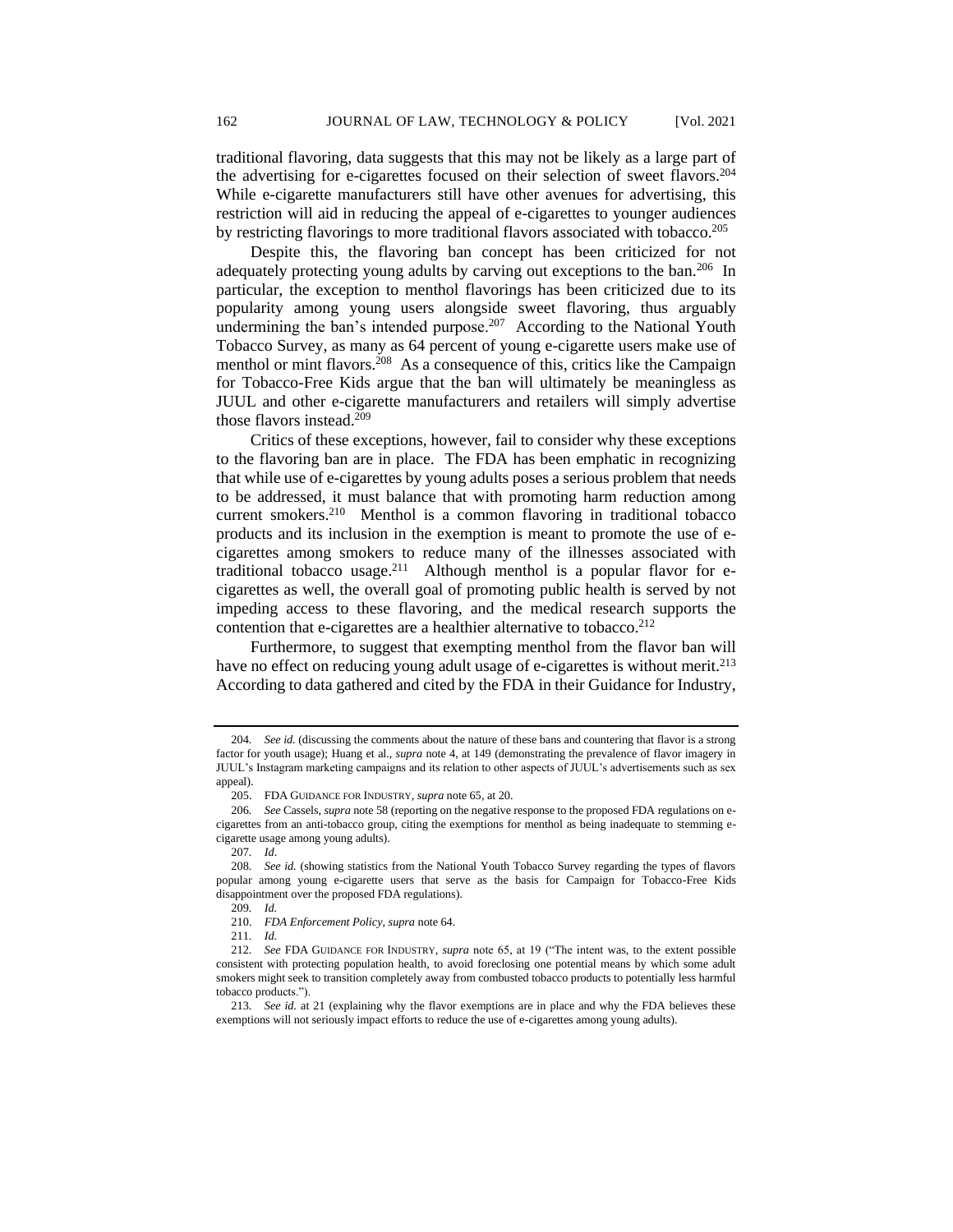traditional flavoring, data suggests that this may not be likely as a large part of the advertising for e-cigarettes focused on their selection of sweet flavors.[204] While e-cigarette manufacturers still have other avenues for advertising, this restriction will aid in reducing the appeal of e-cigarettes to younger audiences by restricting flavorings to more traditional flavors associated with tobacco.[205]

Despite this, the flavoring ban concept has been criticized for not adequately protecting young adults by carving out exceptions to the ban.[206] In particular, the exception to menthol flavorings has been criticized due to its popularity among young users alongside sweet flavoring, thus arguably undermining the ban's intended purpose.[207] According to the National Youth Tobacco Survey, as many as 64 percent of young e-cigarette users make use of menthol or mint flavors.[208] As a consequence of this, critics like the Campaign for Tobacco-Free Kids argue that the ban will ultimately be meaningless as JUUL and other e-cigarette manufacturers and retailers will simply advertise those flavors instead.[209]

Critics of these exceptions, however, fail to consider why these exceptions to the flavoring ban are in place. The FDA has been emphatic in recognizing that while use of e-cigarettes by young adults poses a serious problem that needs to be addressed, it must balance that with promoting harm reduction among current smokers.[210] Menthol is a common flavoring in traditional tobacco products and its inclusion in the exemption is meant to promote the use of e-cigarettes among smokers to reduce many of the illnesses associated with traditional tobacco usage.[211] Although menthol is a popular flavor for e-cigarettes as well, the overall goal of promoting public health is served by not impeding access to these flavoring, and the medical research supports the contention that e-cigarettes are a healthier alternative to tobacco.[212]

Furthermore, to suggest that exempting menthol from the flavor ban will have no effect on reducing young adult usage of e-cigarettes is without merit.[213] According to data gathered and cited by the FDA in their Guidance for Industry,

---

204. *See id.* (discussing the comments about the nature of these bans and countering that flavor is a strong factor for youth usage); Huang et al., *supra* note 4, at 149 (demonstrating the prevalence of flavor imagery in JUUL's Instagram marketing campaigns and its relation to other aspects of JUUL's advertisements such as sex appeal).

205. FDA GUIDANCE FOR INDUSTRY, *supra* note 65, at 20.

206. *See* Cassels, *supra* note 58 (reporting on the negative response to the proposed FDA regulations on e-cigarettes from an anti-tobacco group, citing the exemptions for menthol as being inadequate to stemming e-cigarette usage among young adults).

207. *Id*.

208. *See id.* (showing statistics from the National Youth Tobacco Survey regarding the types of flavors popular among young e-cigarette users that serve as the basis for Campaign for Tobacco-Free Kids disappointment over the proposed FDA regulations).

209. *Id.*

210. *FDA Enforcement Policy*, *supra* note 64.

211. *Id.*

212. *See* FDA GUIDANCE FOR INDUSTRY, *supra* note 65, at 19 ("The intent was, to the extent possible consistent with protecting population health, to avoid foreclosing one potential means by which some adult smokers might seek to transition completely away from combusted tobacco products to potentially less harmful tobacco products.").

213. *See id.* at 21 (explaining why the flavor exemptions are in place and why the FDA believes these exemptions will not seriously impact efforts to reduce the use of e-cigarettes among young adults).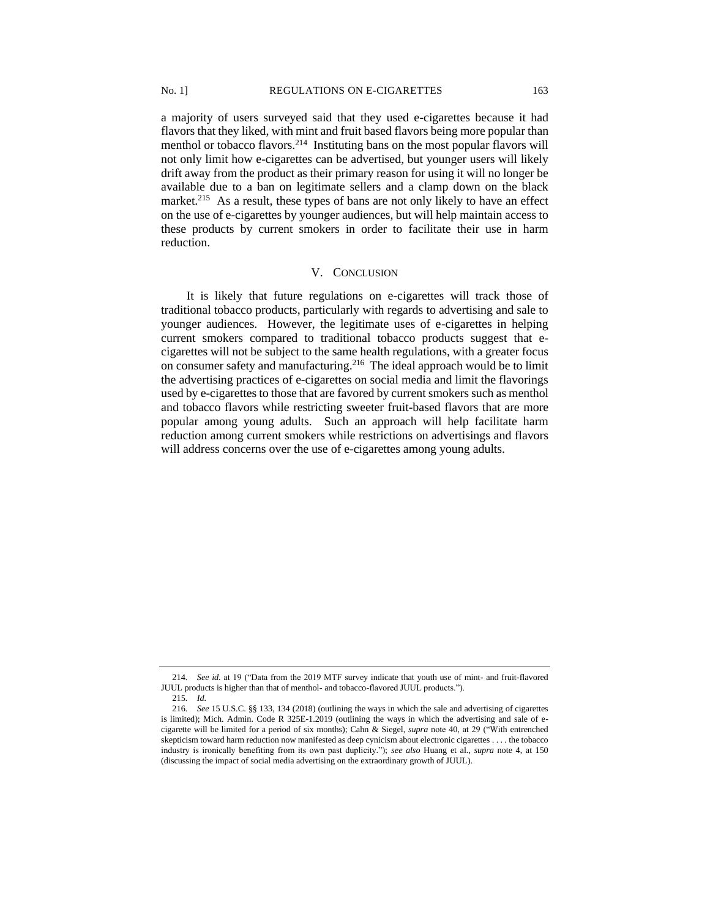a majority of users surveyed said that they used e-cigarettes because it had flavors that they liked, with mint and fruit based flavors being more popular than menthol or tobacco flavors.[214] Instituting bans on the most popular flavors will not only limit how e-cigarettes can be advertised, but younger users will likely drift away from the product as their primary reason for using it will no longer be available due to a ban on legitimate sellers and a clamp down on the black market.[215] As a result, these types of bans are not only likely to have an effect on the use of e-cigarettes by younger audiences, but will help maintain access to these products by current smokers in order to facilitate their use in harm reduction.

## V. CONCLUSION

It is likely that future regulations on e-cigarettes will track those of traditional tobacco products, particularly with regards to advertising and sale to younger audiences. However, the legitimate uses of e-cigarettes in helping current smokers compared to traditional tobacco products suggest that e-cigarettes will not be subject to the same health regulations, with a greater focus on consumer safety and manufacturing.[216] The ideal approach would be to limit the advertising practices of e-cigarettes on social media and limit the flavorings used by e-cigarettes to those that are favored by current smokers such as menthol and tobacco flavors while restricting sweeter fruit-based flavors that are more popular among young adults. Such an approach will help facilitate harm reduction among current smokers while restrictions on advertisings and flavors will address concerns over the use of e-cigarettes among young adults.

---

214. *See id.* at 19 ("Data from the 2019 MTF survey indicate that youth use of mint- and fruit-flavored JUUL products is higher than that of menthol- and tobacco-flavored JUUL products.").

215. *Id.*

216. *See* 15 U.S.C. §§ 133, 134 (2018) (outlining the ways in which the sale and advertising of cigarettes is limited); Mich. Admin. Code R 325E-1.2019 (outlining the ways in which the advertising and sale of e-cigarette will be limited for a period of six months); Cahn & Siegel, *supra* note 40, at 29 ("With entrenched skepticism toward harm reduction now manifested as deep cynicism about electronic cigarettes . . . . the tobacco industry is ironically benefiting from its own past duplicity."); *see also* Huang et al., *supra* note 4, at 150 (discussing the impact of social media advertising on the extraordinary growth of JUUL).